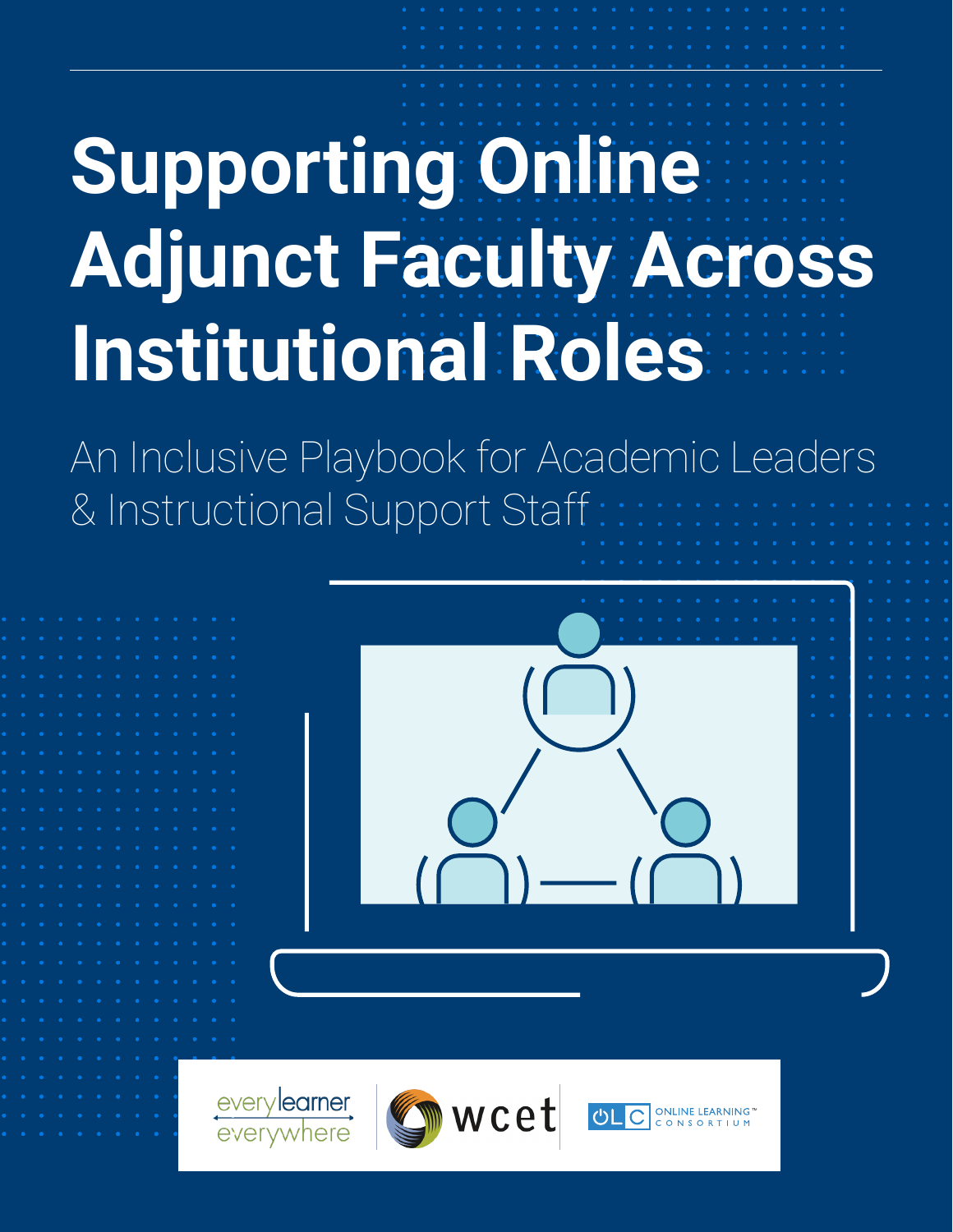# Supporting Online Adjunct Faculty Across Institutional Roles

An Inclusive Playbook for Academic Leaders & Instructional Support Staff

every learner everywhere

wcet

OLC ONLINE LEARNING™ CONSORTIUM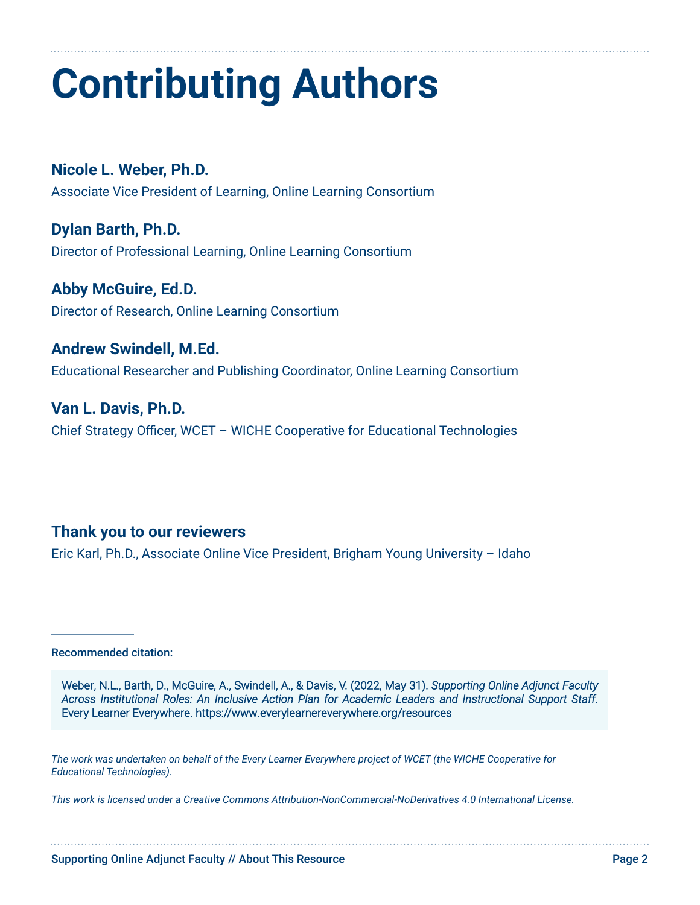# Contributing Authors

**Nicole L. Weber, Ph.D.**
Associate Vice President of Learning, Online Learning Consortium

**Dylan Barth, Ph.D.**
Director of Professional Learning, Online Learning Consortium

**Abby McGuire, Ed.D.**
Director of Research, Online Learning Consortium

**Andrew Swindell, M.Ed.**
Educational Researcher and Publishing Coordinator, Online Learning Consortium

**Van L. Davis, Ph.D.**
Chief Strategy Officer, WCET – WICHE Cooperative for Educational Technologies

---

**Thank you to our reviewers**

Eric Karl, Ph.D., Associate Online Vice President, Brigham Young University – Idaho

---

Recommended citation:

Weber, N.L., Barth, D., McGuire, A., Swindell, A., & Davis, V. (2022, May 31). *Supporting Online Adjunct Faculty Across Institutional Roles: An Inclusive Action Plan for Academic Leaders and Instructional Support Staff*. Every Learner Everywhere. https://www.everylearnereverywhere.org/resources

*The work was undertaken on behalf of the Every Learner Everywhere project of WCET (the WICHE Cooperative for Educational Technologies).*

*This work is licensed under a Creative Commons Attribution-NonCommercial-NoDerivatives 4.0 International License.*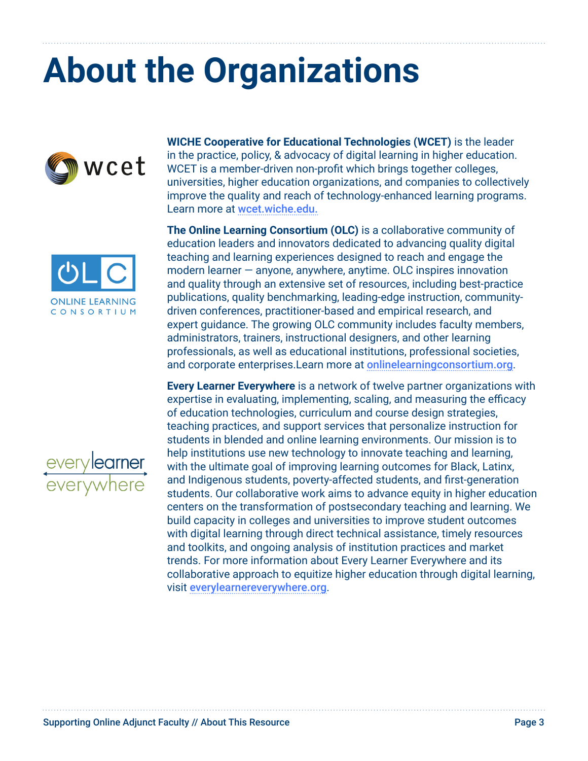# About the Organizations

**WICHE Cooperative for Educational Technologies (WCET)** is the leader in the practice, policy, & advocacy of digital learning in higher education. WCET is a member-driven non-profit which brings together colleges, universities, higher education organizations, and companies to collectively improve the quality and reach of technology-enhanced learning programs. Learn more at wcet.wiche.edu.

**The Online Learning Consortium (OLC)** is a collaborative community of education leaders and innovators dedicated to advancing quality digital teaching and learning experiences designed to reach and engage the modern learner — anyone, anywhere, anytime. OLC inspires innovation and quality through an extensive set of resources, including best-practice publications, quality benchmarking, leading-edge instruction, community-driven conferences, practitioner-based and empirical research, and expert guidance. The growing OLC community includes faculty members, administrators, trainers, instructional designers, and other learning professionals, as well as educational institutions, professional societies, and corporate enterprises.Learn more at onlinelearningconsortium.org.

**Every Learner Everywhere** is a network of twelve partner organizations with expertise in evaluating, implementing, scaling, and measuring the efficacy of education technologies, curriculum and course design strategies, teaching practices, and support services that personalize instruction for students in blended and online learning environments. Our mission is to help institutions use new technology to innovate teaching and learning, with the ultimate goal of improving learning outcomes for Black, Latinx, and Indigenous students, poverty-affected students, and first-generation students. Our collaborative work aims to advance equity in higher education centers on the transformation of postsecondary teaching and learning. We build capacity in colleges and universities to improve student outcomes with digital learning through direct technical assistance, timely resources and toolkits, and ongoing analysis of institution practices and market trends. For more information about Every Learner Everywhere and its collaborative approach to equitize higher education through digital learning, visit everylearnereverywhere.org.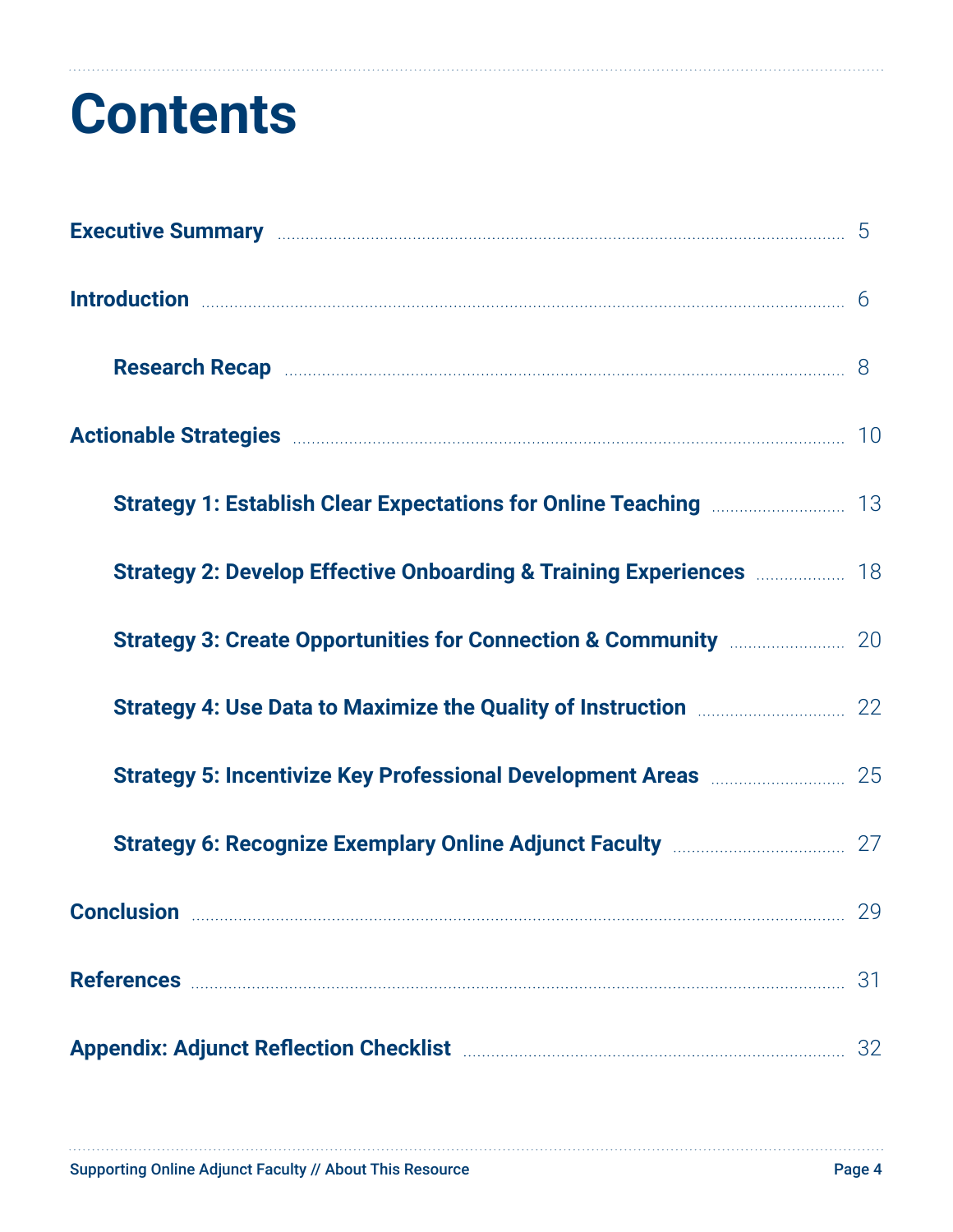# Contents

**Executive Summary** ........................................ 5

**Introduction** ........................................ 6

- **Research Recap** ........................................ 8

**Actionable Strategies** ........................................ 10

- **Strategy 1: Establish Clear Expectations for Online Teaching** ........................................ 13
- **Strategy 2: Develop Effective Onboarding & Training Experiences** ........................................ 18
- **Strategy 3: Create Opportunities for Connection & Community** ........................................ 20
- **Strategy 4: Use Data to Maximize the Quality of Instruction** ........................................ 22
- **Strategy 5: Incentivize Key Professional Development Areas** ........................................ 25
- **Strategy 6: Recognize Exemplary Online Adjunct Faculty** ........................................ 27

**Conclusion** ........................................ 29

**References** ........................................ 31

**Appendix: Adjunct Reflection Checklist** ........................................ 32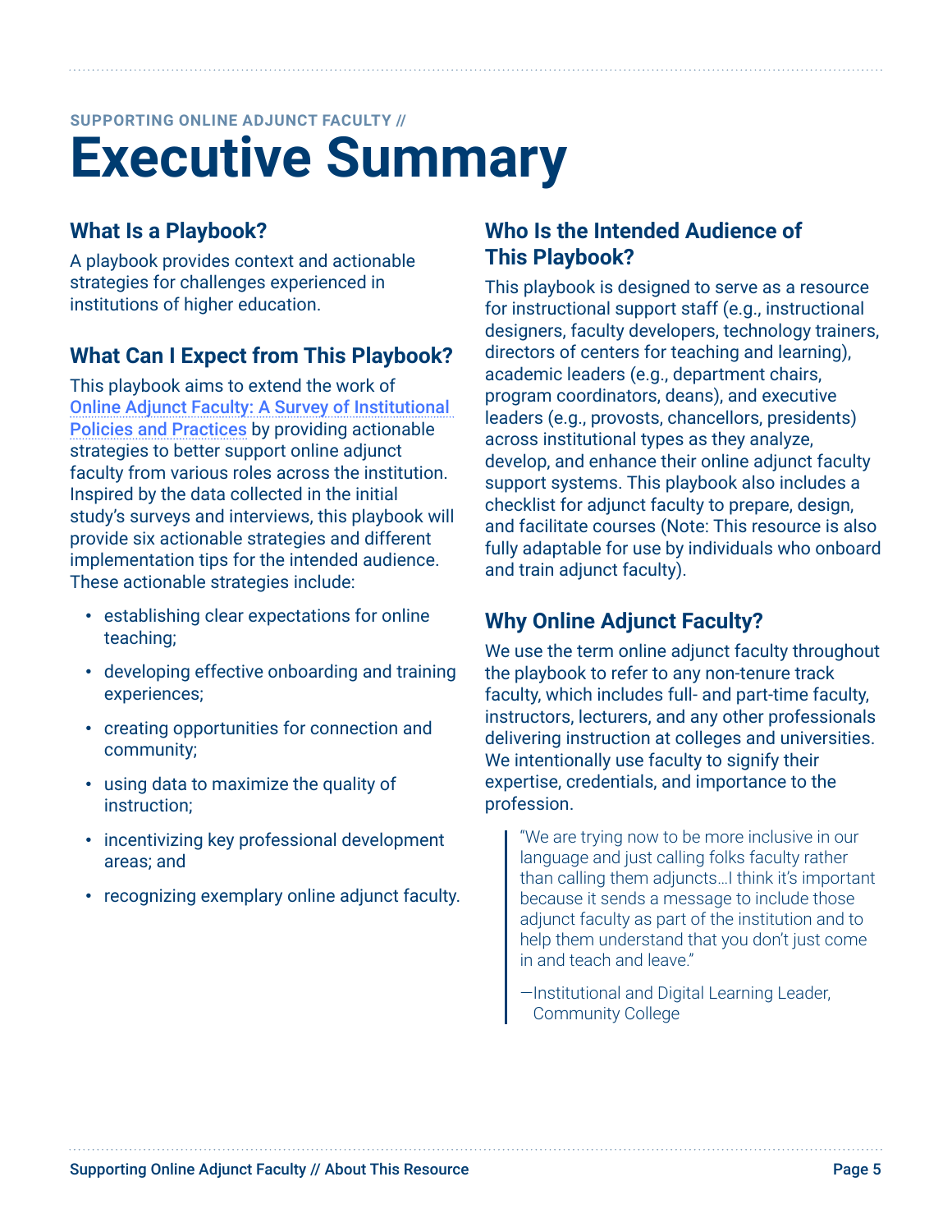SUPPORTING ONLINE ADJUNCT FACULTY //

# Executive Summary

## What Is a Playbook?

A playbook provides context and actionable strategies for challenges experienced in institutions of higher education.

## What Can I Expect from This Playbook?

This playbook aims to extend the work of [Online Adjunct Faculty: A Survey of Institutional Policies and Practices](#) by providing actionable strategies to better support online adjunct faculty from various roles across the institution. Inspired by the data collected in the initial study's surveys and interviews, this playbook will provide six actionable strategies and different implementation tips for the intended audience. These actionable strategies include:

- establishing clear expectations for online teaching;
- developing effective onboarding and training experiences;
- creating opportunities for connection and community;
- using data to maximize the quality of instruction;
- incentivizing key professional development areas; and
- recognizing exemplary online adjunct faculty.

## Who Is the Intended Audience of This Playbook?

This playbook is designed to serve as a resource for instructional support staff (e.g., instructional designers, faculty developers, technology trainers, directors of centers for teaching and learning), academic leaders (e.g., department chairs, program coordinators, deans), and executive leaders (e.g., provosts, chancellors, presidents) across institutional types as they analyze, develop, and enhance their online adjunct faculty support systems. This playbook also includes a checklist for adjunct faculty to prepare, design, and facilitate courses (Note: This resource is also fully adaptable for use by individuals who onboard and train adjunct faculty).

## Why Online Adjunct Faculty?

We use the term online adjunct faculty throughout the playbook to refer to any non-tenure track faculty, which includes full- and part-time faculty, instructors, lecturers, and any other professionals delivering instruction at colleges and universities. We intentionally use faculty to signify their expertise, credentials, and importance to the profession.

> "We are trying now to be more inclusive in our language and just calling folks faculty rather than calling them adjuncts…I think it's important because it sends a message to include those adjunct faculty as part of the institution and to help them understand that you don't just come in and teach and leave."
>
> —Institutional and Digital Learning Leader, Community College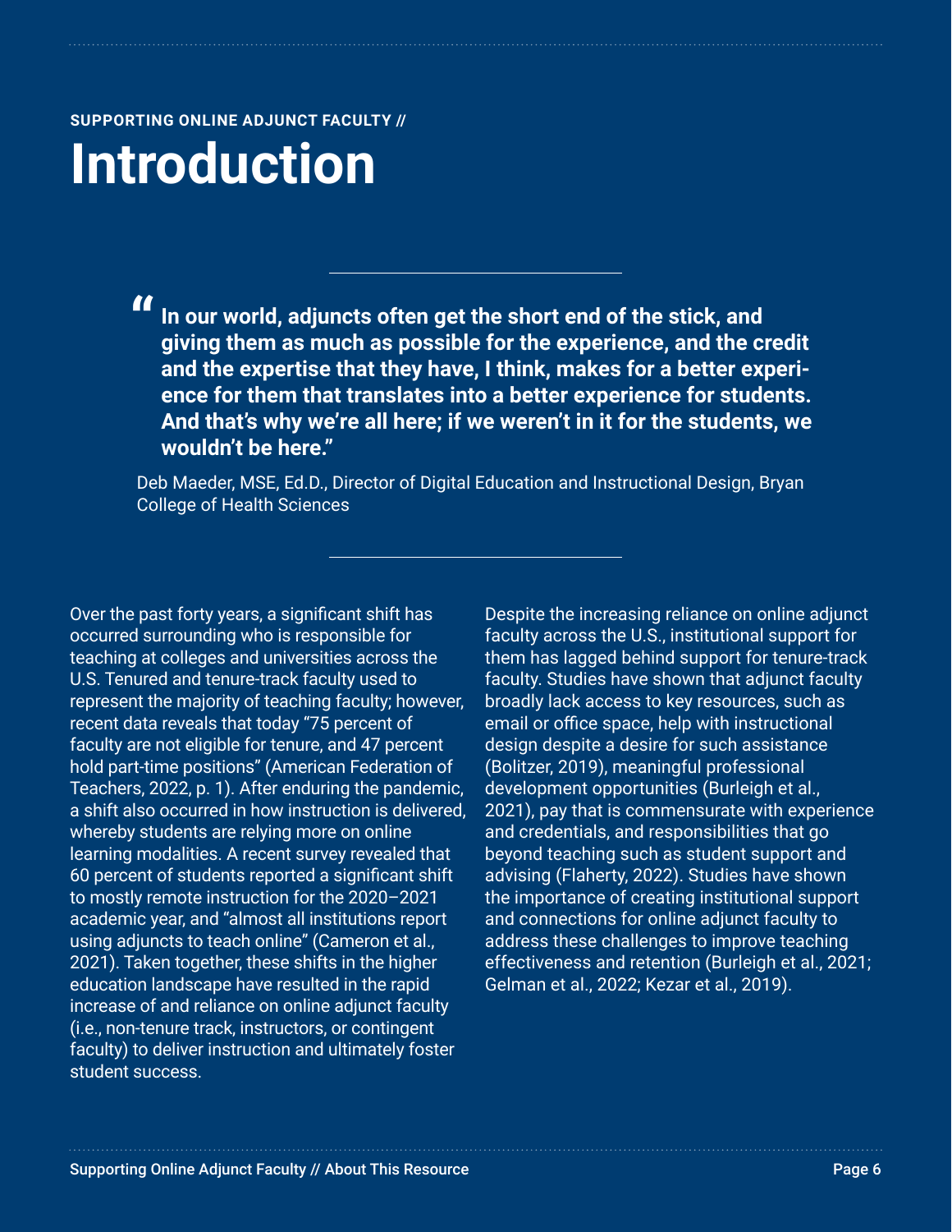SUPPORTING ONLINE ADJUNCT FACULTY //

# Introduction

> **"In our world, adjuncts often get the short end of the stick, and giving them as much as possible for the experience, and the credit and the expertise that they have, I think, makes for a better experience for them that translates into a better experience for students. And that's why we're all here; if we weren't in it for the students, we wouldn't be here."**
>
> Deb Maeder, MSE, Ed.D., Director of Digital Education and Instructional Design, Bryan College of Health Sciences

Over the past forty years, a significant shift has occurred surrounding who is responsible for teaching at colleges and universities across the U.S. Tenured and tenure-track faculty used to represent the majority of teaching faculty; however, recent data reveals that today "75 percent of faculty are not eligible for tenure, and 47 percent hold part-time positions" (American Federation of Teachers, 2022, p. 1). After enduring the pandemic, a shift also occurred in how instruction is delivered, whereby students are relying more on online learning modalities. A recent survey revealed that 60 percent of students reported a significant shift to mostly remote instruction for the 2020–2021 academic year, and "almost all institutions report using adjuncts to teach online" (Cameron et al., 2021). Taken together, these shifts in the higher education landscape have resulted in the rapid increase of and reliance on online adjunct faculty (i.e., non-tenure track, instructors, or contingent faculty) to deliver instruction and ultimately foster student success.

Despite the increasing reliance on online adjunct faculty across the U.S., institutional support for them has lagged behind support for tenure-track faculty. Studies have shown that adjunct faculty broadly lack access to key resources, such as email or office space, help with instructional design despite a desire for such assistance (Bolitzer, 2019), meaningful professional development opportunities (Burleigh et al., 2021), pay that is commensurate with experience and credentials, and responsibilities that go beyond teaching such as student support and advising (Flaherty, 2022). Studies have shown the importance of creating institutional support and connections for online adjunct faculty to address these challenges to improve teaching effectiveness and retention (Burleigh et al., 2021; Gelman et al., 2022; Kezar et al., 2019).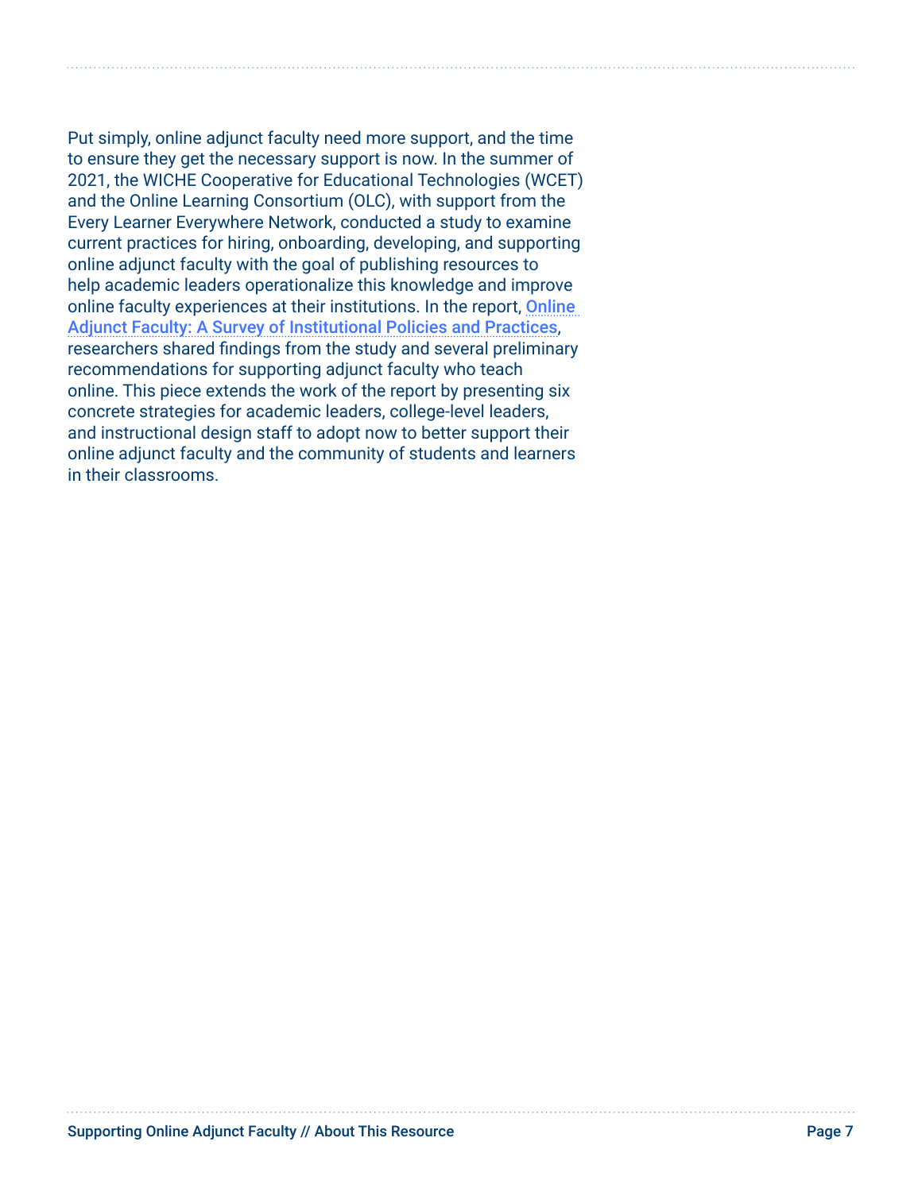Put simply, online adjunct faculty need more support, and the time to ensure they get the necessary support is now. In the summer of 2021, the WICHE Cooperative for Educational Technologies (WCET) and the Online Learning Consortium (OLC), with support from the Every Learner Everywhere Network, conducted a study to examine current practices for hiring, onboarding, developing, and supporting online adjunct faculty with the goal of publishing resources to help academic leaders operationalize this knowledge and improve online faculty experiences at their institutions. In the report, Online Adjunct Faculty: A Survey of Institutional Policies and Practices, researchers shared findings from the study and several preliminary recommendations for supporting adjunct faculty who teach online. This piece extends the work of the report by presenting six concrete strategies for academic leaders, college-level leaders, and instructional design staff to adopt now to better support their online adjunct faculty and the community of students and learners in their classrooms.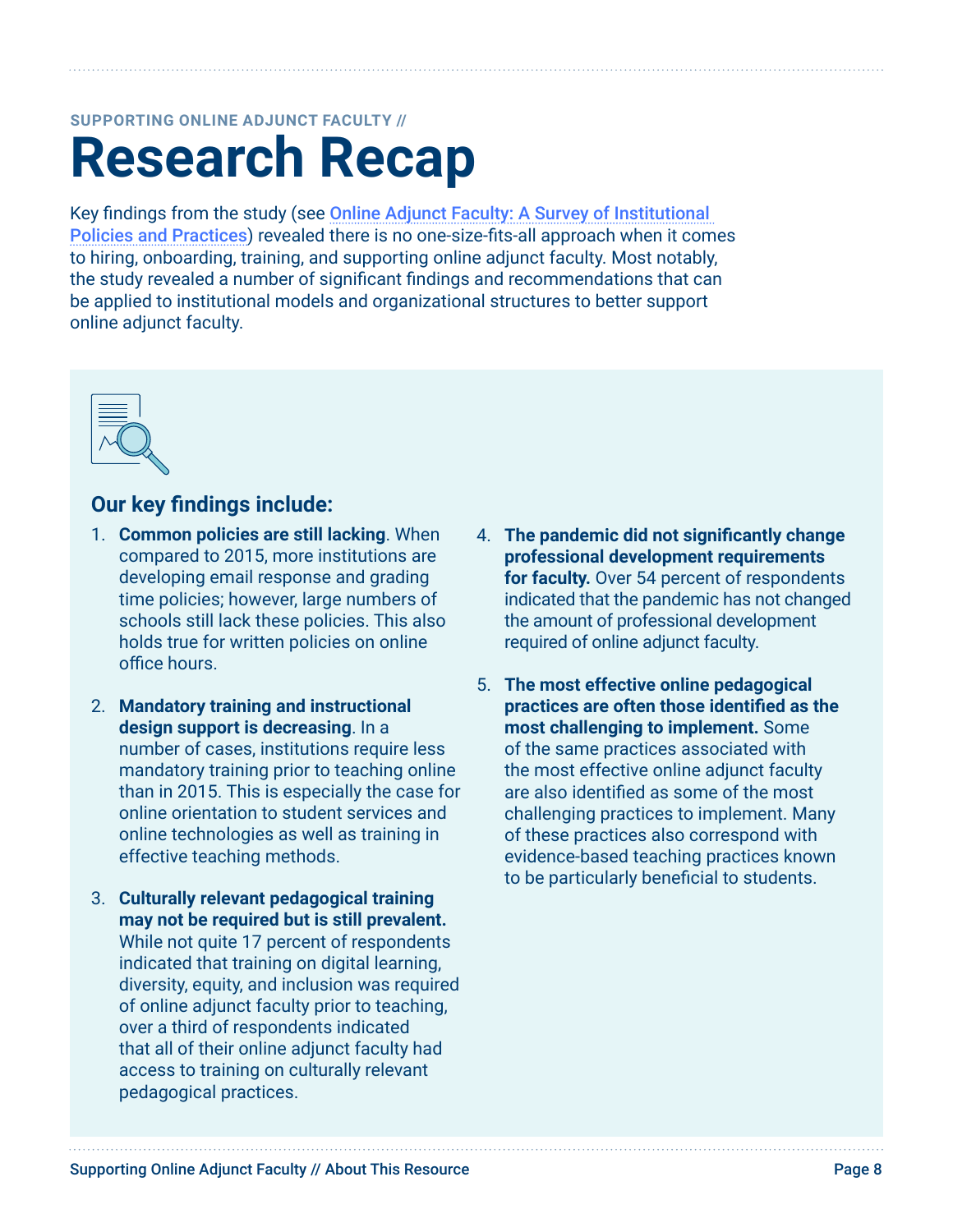SUPPORTING ONLINE ADJUNCT FACULTY //

# Research Recap

Key findings from the study (see [Online Adjunct Faculty: A Survey of Institutional Policies and Practices]) revealed there is no one-size-fits-all approach when it comes to hiring, onboarding, training, and supporting online adjunct faculty. Most notably, the study revealed a number of significant findings and recommendations that can be applied to institutional models and organizational structures to better support online adjunct faculty.

## Our key findings include:

1. **Common policies are still lacking**. When compared to 2015, more institutions are developing email response and grading time policies; however, large numbers of schools still lack these policies. This also holds true for written policies on online office hours.

2. **Mandatory training and instructional design support is decreasing**. In a number of cases, institutions require less mandatory training prior to teaching online than in 2015. This is especially the case for online orientation to student services and online technologies as well as training in effective teaching methods.

3. **Culturally relevant pedagogical training may not be required but is still prevalent.** While not quite 17 percent of respondents indicated that training on digital learning, diversity, equity, and inclusion was required of online adjunct faculty prior to teaching, over a third of respondents indicated that all of their online adjunct faculty had access to training on culturally relevant pedagogical practices.

4. **The pandemic did not significantly change professional development requirements for faculty.** Over 54 percent of respondents indicated that the pandemic has not changed the amount of professional development required of online adjunct faculty.

5. **The most effective online pedagogical practices are often those identified as the most challenging to implement.** Some of the same practices associated with the most effective online adjunct faculty are also identified as some of the most challenging practices to implement. Many of these practices also correspond with evidence-based teaching practices known to be particularly beneficial to students.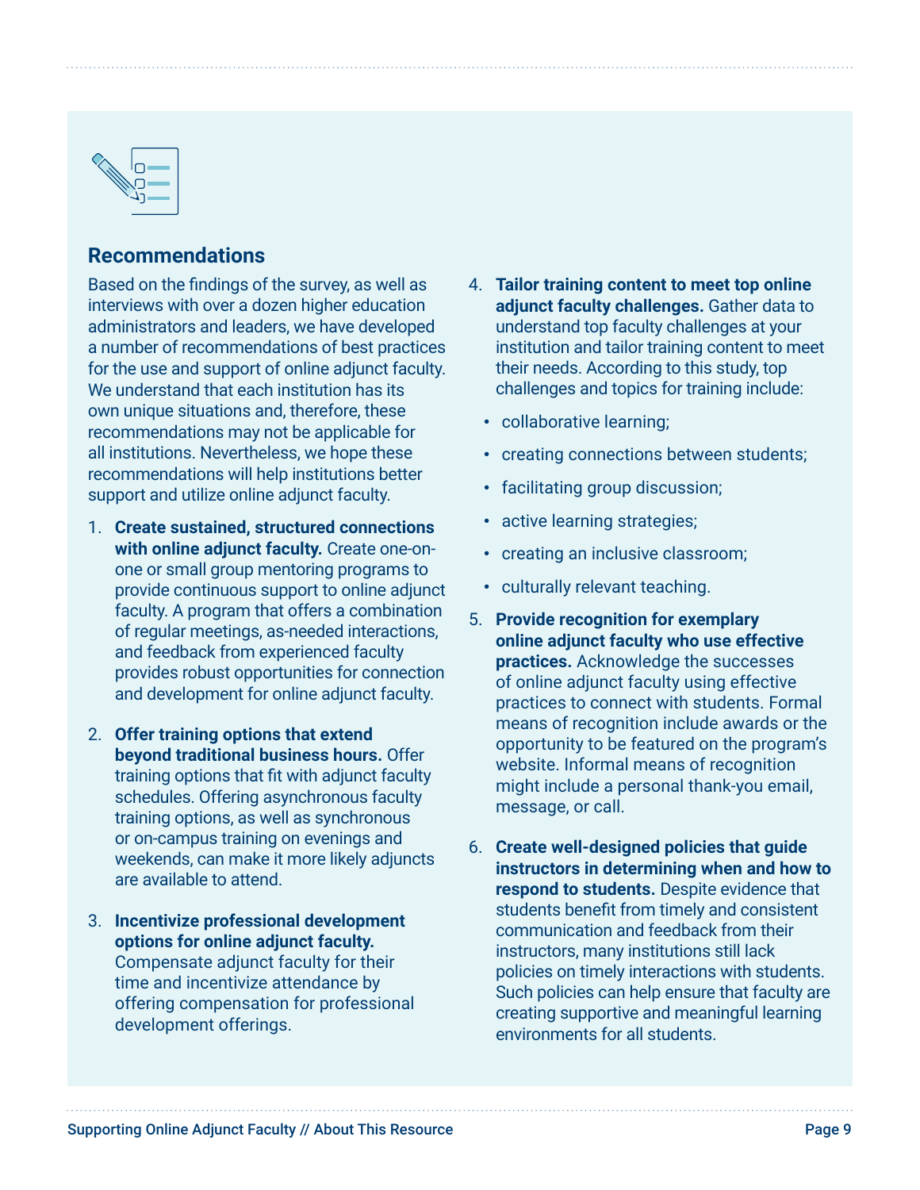## Recommendations

Based on the findings of the survey, as well as interviews with over a dozen higher education administrators and leaders, we have developed a number of recommendations of best practices for the use and support of online adjunct faculty. We understand that each institution has its own unique situations and, therefore, these recommendations may not be applicable for all institutions. Nevertheless, we hope these recommendations will help institutions better support and utilize online adjunct faculty.

1. **Create sustained, structured connections with online adjunct faculty.** Create one-on-one or small group mentoring programs to provide continuous support to online adjunct faculty. A program that offers a combination of regular meetings, as-needed interactions, and feedback from experienced faculty provides robust opportunities for connection and development for online adjunct faculty.

2. **Offer training options that extend beyond traditional business hours.** Offer training options that fit with adjunct faculty schedules. Offering asynchronous faculty training options, as well as synchronous or on-campus training on evenings and weekends, can make it more likely adjuncts are available to attend.

3. **Incentivize professional development options for online adjunct faculty.** Compensate adjunct faculty for their time and incentivize attendance by offering compensation for professional development offerings.

4. **Tailor training content to meet top online adjunct faculty challenges.** Gather data to understand top faculty challenges at your institution and tailor training content to meet their needs. According to this study, top challenges and topics for training include:
   - collaborative learning;
   - creating connections between students;
   - facilitating group discussion;
   - active learning strategies;
   - creating an inclusive classroom;
   - culturally relevant teaching.

5. **Provide recognition for exemplary online adjunct faculty who use effective practices.** Acknowledge the successes of online adjunct faculty using effective practices to connect with students. Formal means of recognition include awards or the opportunity to be featured on the program's website. Informal means of recognition might include a personal thank-you email, message, or call.

6. **Create well-designed policies that guide instructors in determining when and how to respond to students.** Despite evidence that students benefit from timely and consistent communication and feedback from their instructors, many institutions still lack policies on timely interactions with students. Such policies can help ensure that faculty are creating supportive and meaningful learning environments for all students.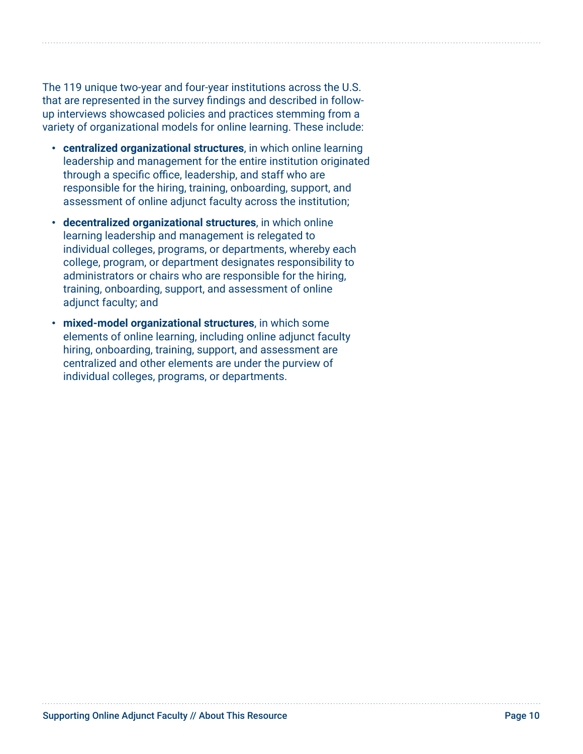The 119 unique two-year and four-year institutions across the U.S. that are represented in the survey findings and described in follow-up interviews showcased policies and practices stemming from a variety of organizational models for online learning. These include:

- **centralized organizational structures**, in which online learning leadership and management for the entire institution originated through a specific office, leadership, and staff who are responsible for the hiring, training, onboarding, support, and assessment of online adjunct faculty across the institution;
- **decentralized organizational structures**, in which online learning leadership and management is relegated to individual colleges, programs, or departments, whereby each college, program, or department designates responsibility to administrators or chairs who are responsible for the hiring, training, onboarding, support, and assessment of online adjunct faculty; and
- **mixed-model organizational structures**, in which some elements of online learning, including online adjunct faculty hiring, onboarding, training, support, and assessment are centralized and other elements are under the purview of individual colleges, programs, or departments.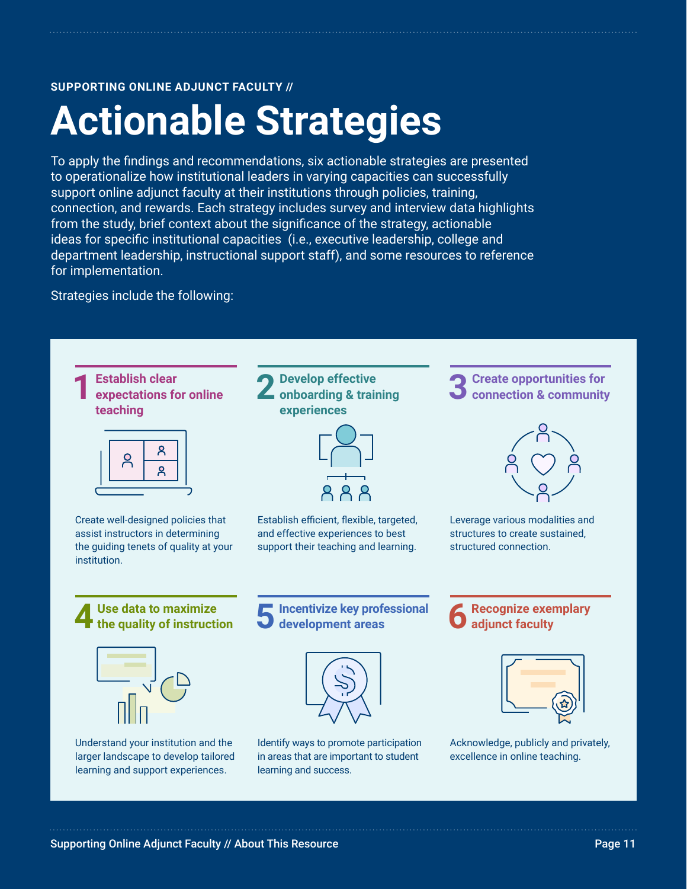SUPPORTING ONLINE ADJUNCT FACULTY //

# Actionable Strategies

To apply the findings and recommendations, six actionable strategies are presented to operationalize how institutional leaders in varying capacities can successfully support online adjunct faculty at their institutions through policies, training, connection, and rewards. Each strategy includes survey and interview data highlights from the study, brief context about the significance of the strategy, actionable ideas for specific institutional capacities (i.e., executive leadership, college and department leadership, instructional support staff), and some resources to reference for implementation.

Strategies include the following:

### 1 Establish clear expectations for online teaching

Create well-designed policies that assist instructors in determining the guiding tenets of quality at your institution.

### 2 Develop effective onboarding & training experiences

Establish efficient, flexible, targeted, and effective experiences to best support their teaching and learning.

### 3 Create opportunities for connection & community

Leverage various modalities and structures to create sustained, structured connection.

### 4 Use data to maximize the quality of instruction

Understand your institution and the larger landscape to develop tailored learning and support experiences.

### 5 Incentivize key professional development areas

Identify ways to promote participation in areas that are important to student learning and success.

### 6 Recognize exemplary adjunct faculty

Acknowledge, publicly and privately, excellence in online teaching.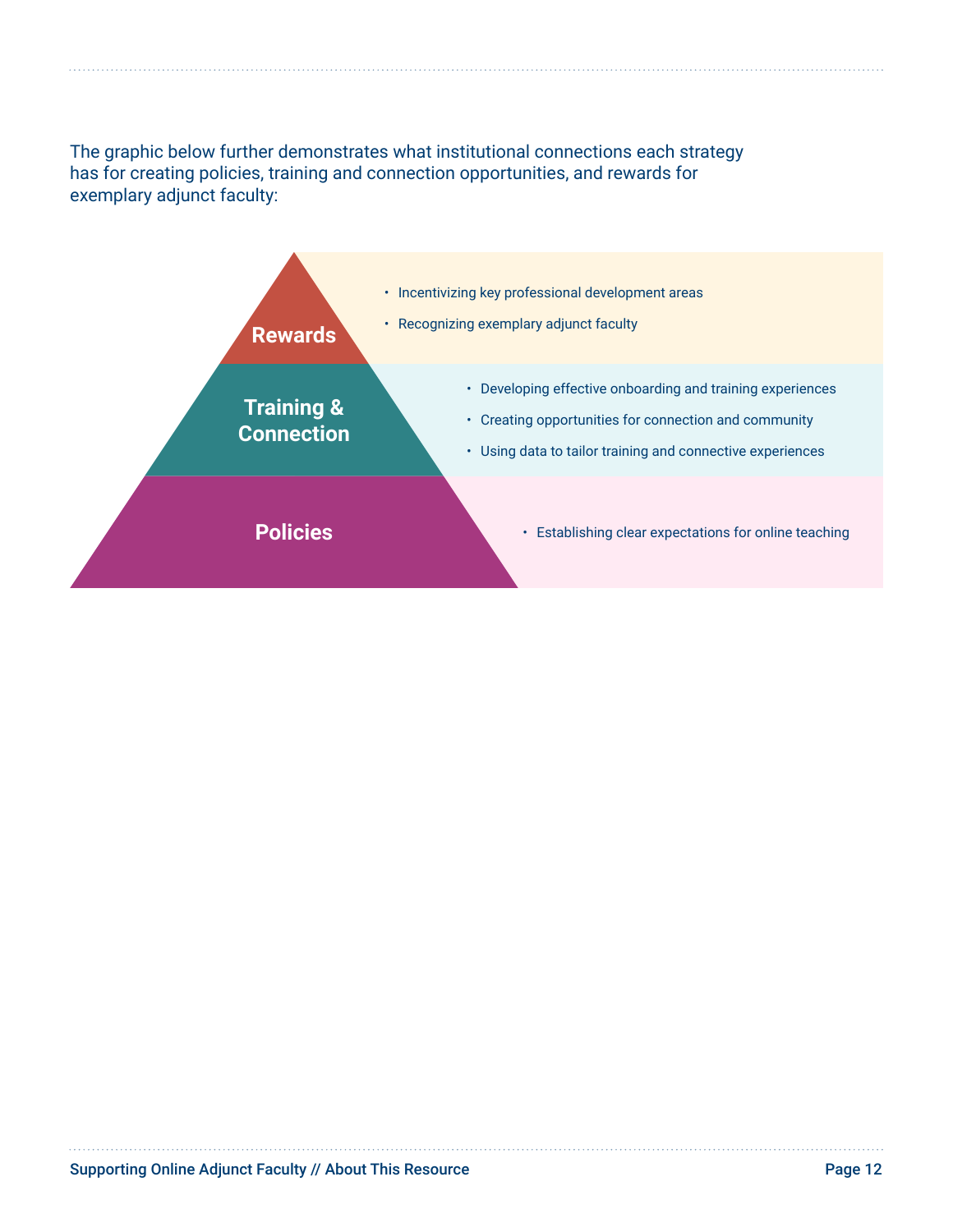The graphic below further demonstrates what institutional connections each strategy has for creating policies, training and connection opportunities, and rewards for exemplary adjunct faculty:

**Rewards**

- Incentivizing key professional development areas
- Recognizing exemplary adjunct faculty

**Training & Connection**

- Developing effective onboarding and training experiences
- Creating opportunities for connection and community
- Using data to tailor training and connective experiences

**Policies**

- Establishing clear expectations for online teaching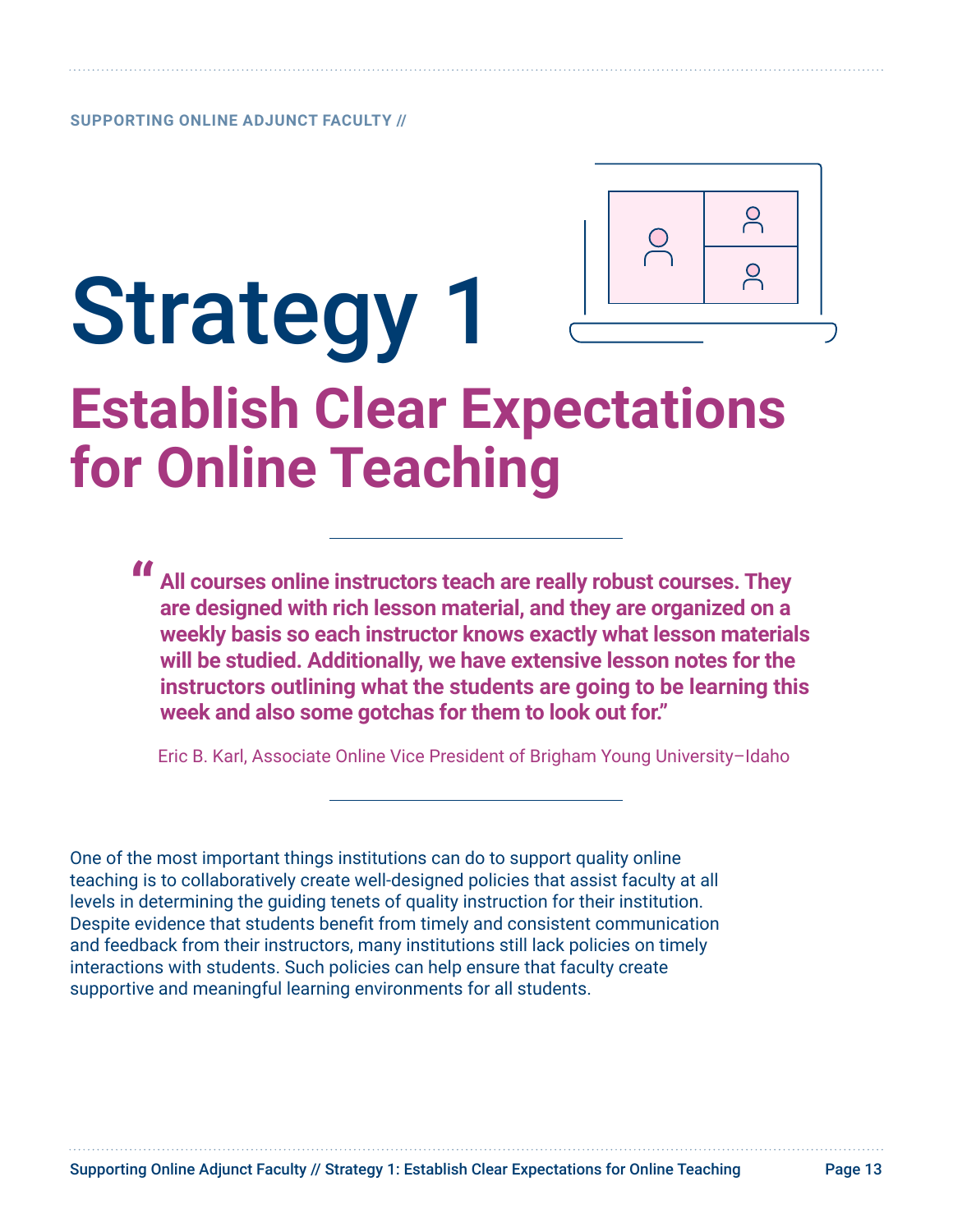# Strategy 1

## Establish Clear Expectations for Online Teaching

> **"All courses online instructors teach are really robust courses. They are designed with rich lesson material, and they are organized on a weekly basis so each instructor knows exactly what lesson materials will be studied. Additionally, we have extensive lesson notes for the instructors outlining what the students are going to be learning this week and also some gotchas for them to look out for."**
>
> Eric B. Karl, Associate Online Vice President of Brigham Young University–Idaho

One of the most important things institutions can do to support quality online teaching is to collaboratively create well-designed policies that assist faculty at all levels in determining the guiding tenets of quality instruction for their institution. Despite evidence that students benefit from timely and consistent communication and feedback from their instructors, many institutions still lack policies on timely interactions with students. Such policies can help ensure that faculty create supportive and meaningful learning environments for all students.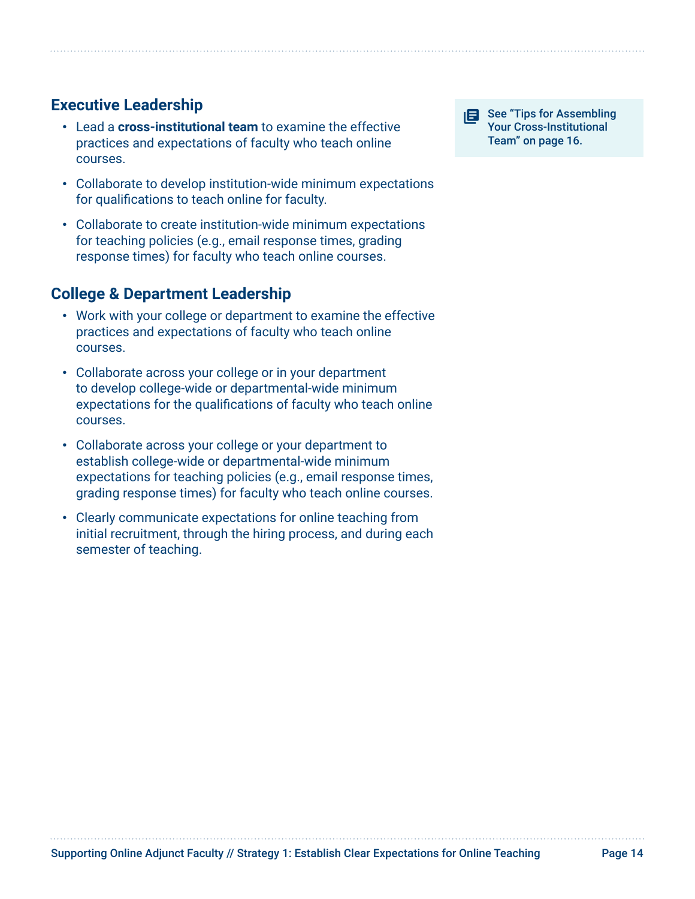## Executive Leadership

- Lead a **cross-institutional team** to examine the effective practices and expectations of faculty who teach online courses.
- Collaborate to develop institution-wide minimum expectations for qualifications to teach online for faculty.
- Collaborate to create institution-wide minimum expectations for teaching policies (e.g., email response times, grading response times) for faculty who teach online courses.

> See "Tips for Assembling Your Cross-Institutional Team" on page 16.

## College & Department Leadership

- Work with your college or department to examine the effective practices and expectations of faculty who teach online courses.
- Collaborate across your college or in your department to develop college-wide or departmental-wide minimum expectations for the qualifications of faculty who teach online courses.
- Collaborate across your college or your department to establish college-wide or departmental-wide minimum expectations for teaching policies (e.g., email response times, grading response times) for faculty who teach online courses.
- Clearly communicate expectations for online teaching from initial recruitment, through the hiring process, and during each semester of teaching.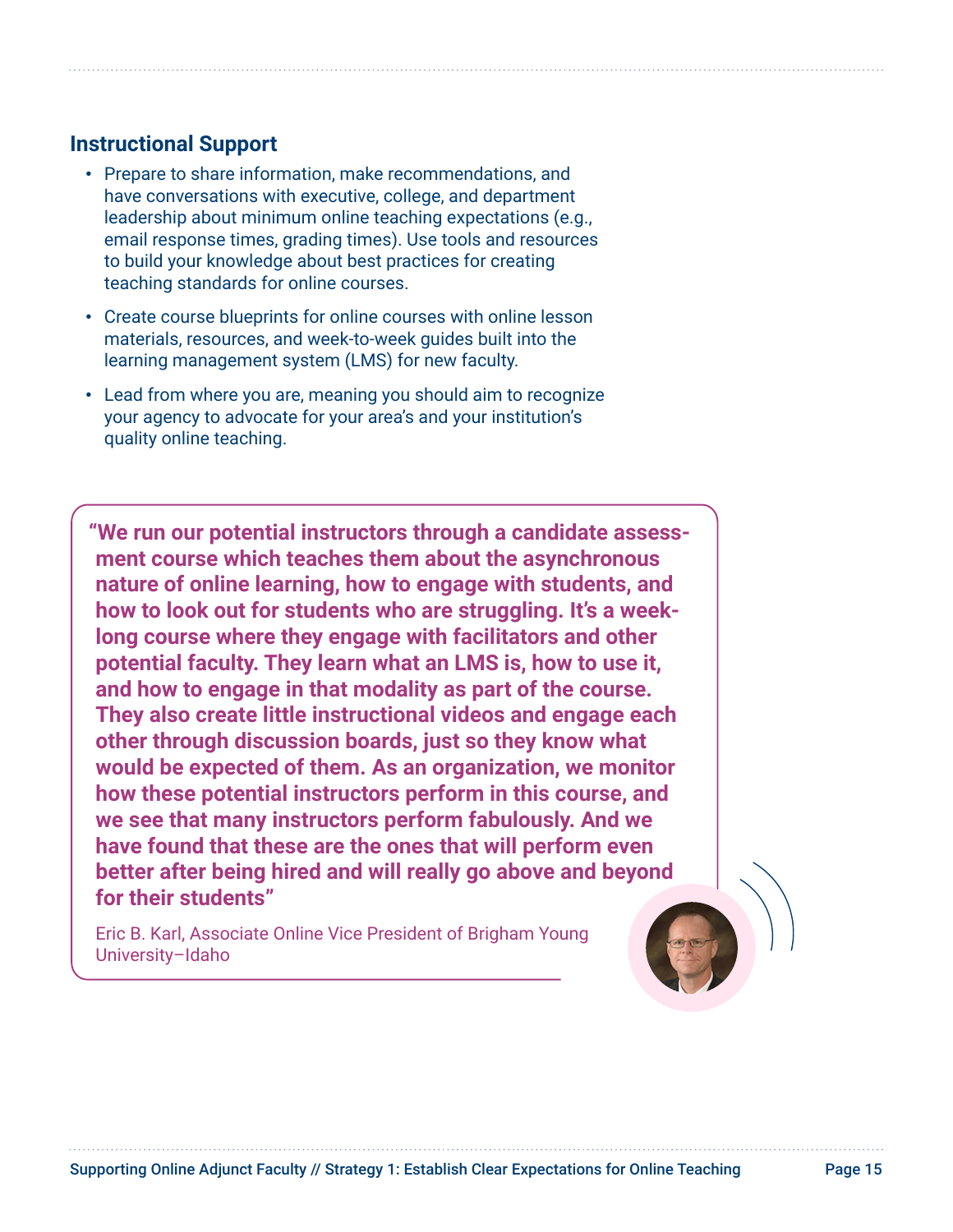### Instructional Support

- Prepare to share information, make recommendations, and have conversations with executive, college, and department leadership about minimum online teaching expectations (e.g., email response times, grading times). Use tools and resources to build your knowledge about best practices for creating teaching standards for online courses.
- Create course blueprints for online courses with online lesson materials, resources, and week-to-week guides built into the learning management system (LMS) for new faculty.
- Lead from where you are, meaning you should aim to recognize your agency to advocate for your area's and your institution's quality online teaching.

> **"We run our potential instructors through a candidate assessment course which teaches them about the asynchronous nature of online learning, how to engage with students, and how to look out for students who are struggling. It's a week-long course where they engage with facilitators and other potential faculty. They learn what an LMS is, how to use it, and how to engage in that modality as part of the course. They also create little instructional videos and engage each other through discussion boards, just so they know what would be expected of them. As an organization, we monitor how these potential instructors perform in this course, and we see that many instructors perform fabulously. And we have found that these are the ones that will perform even better after being hired and will really go above and beyond for their students"**
>
> Eric B. Karl, Associate Online Vice President of Brigham Young University–Idaho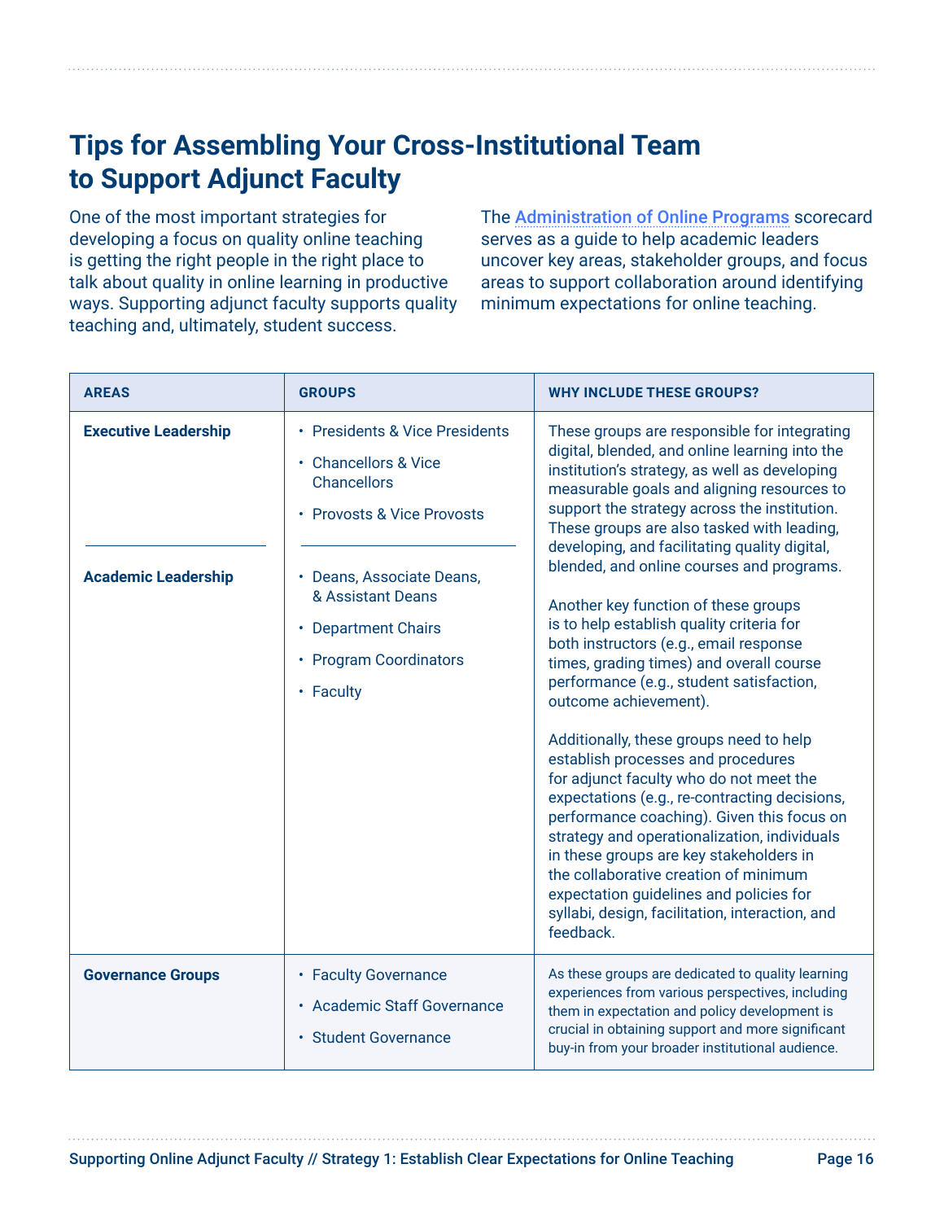# Tips for Assembling Your Cross-Institutional Team to Support Adjunct Faculty

One of the most important strategies for developing a focus on quality online teaching is getting the right people in the right place to talk about quality in online learning in productive ways. Supporting adjunct faculty supports quality teaching and, ultimately, student success.

The Administration of Online Programs scorecard serves as a guide to help academic leaders uncover key areas, stakeholder groups, and focus areas to support collaboration around identifying minimum expectations for online teaching.

| AREAS | GROUPS | WHY INCLUDE THESE GROUPS? |
|---|---|---|
| **Executive Leadership** | • Presidents & Vice Presidents<br>• Chancellors & Vice Chancellors<br>• Provosts & Vice Provosts | These groups are responsible for integrating digital, blended, and online learning into the institution's strategy, as well as developing measurable goals and aligning resources to support the strategy across the institution. These groups are also tasked with leading, developing, and facilitating quality digital, blended, and online courses and programs.<br><br>Another key function of these groups is to help establish quality criteria for both instructors (e.g., email response times, grading times) and overall course performance (e.g., student satisfaction, outcome achievement).<br><br>Additionally, these groups need to help establish processes and procedures for adjunct faculty who do not meet the expectations (e.g., re-contracting decisions, performance coaching). Given this focus on strategy and operationalization, individuals in these groups are key stakeholders in the collaborative creation of minimum expectation guidelines and policies for syllabi, design, facilitation, interaction, and feedback. |
| **Academic Leadership** | • Deans, Associate Deans, & Assistant Deans<br>• Department Chairs<br>• Program Coordinators<br>• Faculty | |
| **Governance Groups** | • Faculty Governance<br>• Academic Staff Governance<br>• Student Governance | As these groups are dedicated to quality learning experiences from various perspectives, including them in expectation and policy development is crucial in obtaining support and more significant buy-in from your broader institutional audience. |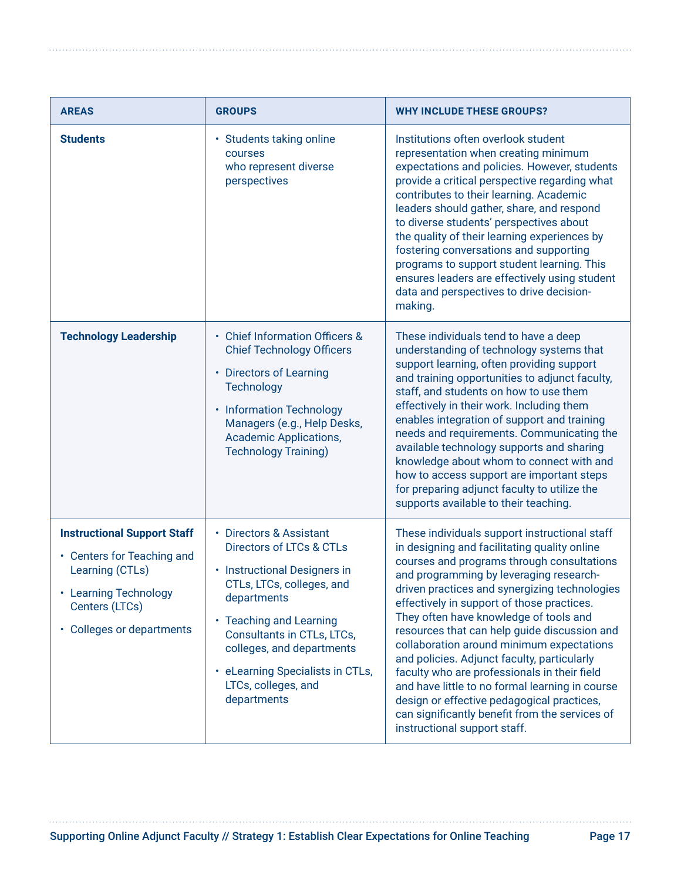| AREAS | GROUPS | WHY INCLUDE THESE GROUPS? |
|---|---|---|
| **Students** | • Students taking online courses who represent diverse perspectives | Institutions often overlook student representation when creating minimum expectations and policies. However, students provide a critical perspective regarding what contributes to their learning. Academic leaders should gather, share, and respond to diverse students' perspectives about the quality of their learning experiences by fostering conversations and supporting programs to support student learning. This ensures leaders are effectively using student data and perspectives to drive decision-making. |
| **Technology Leadership** | • Chief Information Officers & Chief Technology Officers<br>• Directors of Learning Technology<br>• Information Technology Managers (e.g., Help Desks, Academic Applications, Technology Training) | These individuals tend to have a deep understanding of technology systems that support learning, often providing support and training opportunities to adjunct faculty, staff, and students on how to use them effectively in their work. Including them enables integration of support and training needs and requirements. Communicating the available technology supports and sharing knowledge about whom to connect with and how to access support are important steps for preparing adjunct faculty to utilize the supports available to their teaching. |
| **Instructional Support Staff**<br>• Centers for Teaching and Learning (CTLs)<br>• Learning Technology Centers (LTCs)<br>• Colleges or departments | • Directors & Assistant Directors of LTCs & CTLs<br>• Instructional Designers in CTLs, LTCs, colleges, and departments<br>• Teaching and Learning Consultants in CTLs, LTCs, colleges, and departments<br>• eLearning Specialists in CTLs, LTCs, colleges, and departments | These individuals support instructional staff in designing and facilitating quality online courses and programs through consultations and programming by leveraging research-driven practices and synergizing technologies effectively in support of those practices. They often have knowledge of tools and resources that can help guide discussion and collaboration around minimum expectations and policies. Adjunct faculty, particularly faculty who are professionals in their field and have little to no formal learning in course design or effective pedagogical practices, can significantly benefit from the services of instructional support staff. |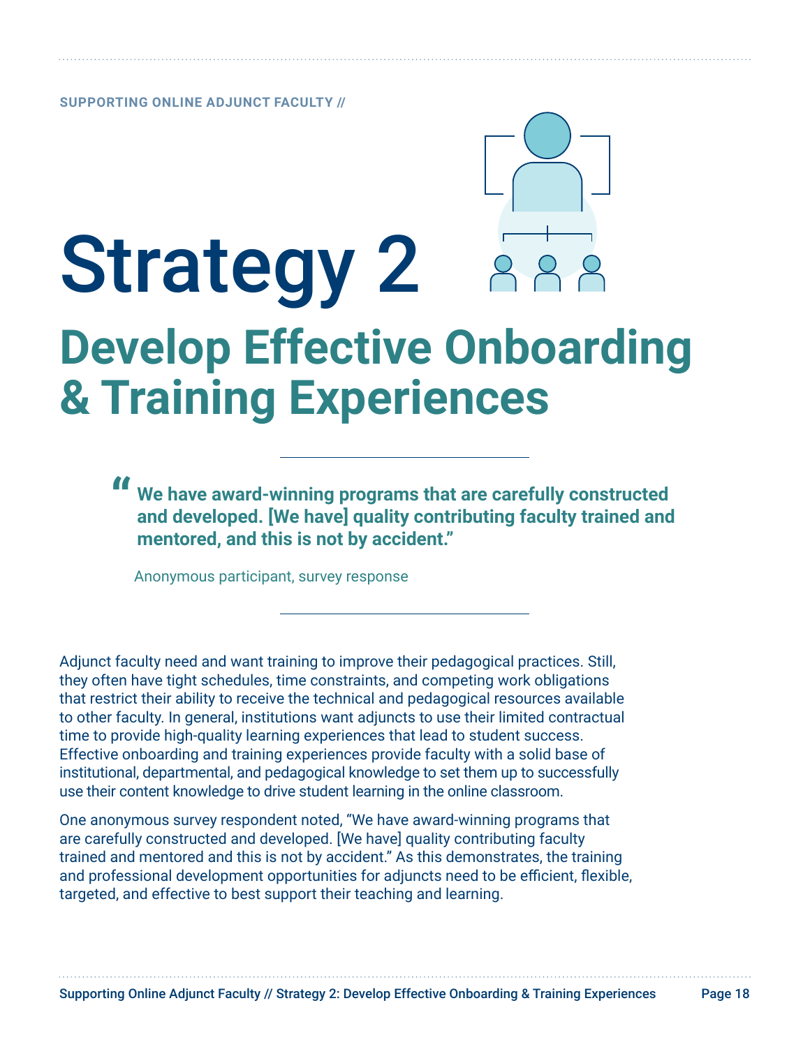# Strategy 2

## Develop Effective Onboarding & Training Experiences

> **"We have award-winning programs that are carefully constructed and developed. [We have] quality contributing faculty trained and mentored, and this is not by accident."**
>
> Anonymous participant, survey response

Adjunct faculty need and want training to improve their pedagogical practices. Still, they often have tight schedules, time constraints, and competing work obligations that restrict their ability to receive the technical and pedagogical resources available to other faculty. In general, institutions want adjuncts to use their limited contractual time to provide high-quality learning experiences that lead to student success. Effective onboarding and training experiences provide faculty with a solid base of institutional, departmental, and pedagogical knowledge to set them up to successfully use their content knowledge to drive student learning in the online classroom.

One anonymous survey respondent noted, "We have award-winning programs that are carefully constructed and developed. [We have] quality contributing faculty trained and mentored and this is not by accident." As this demonstrates, the training and professional development opportunities for adjuncts need to be efficient, flexible, targeted, and effective to best support their teaching and learning.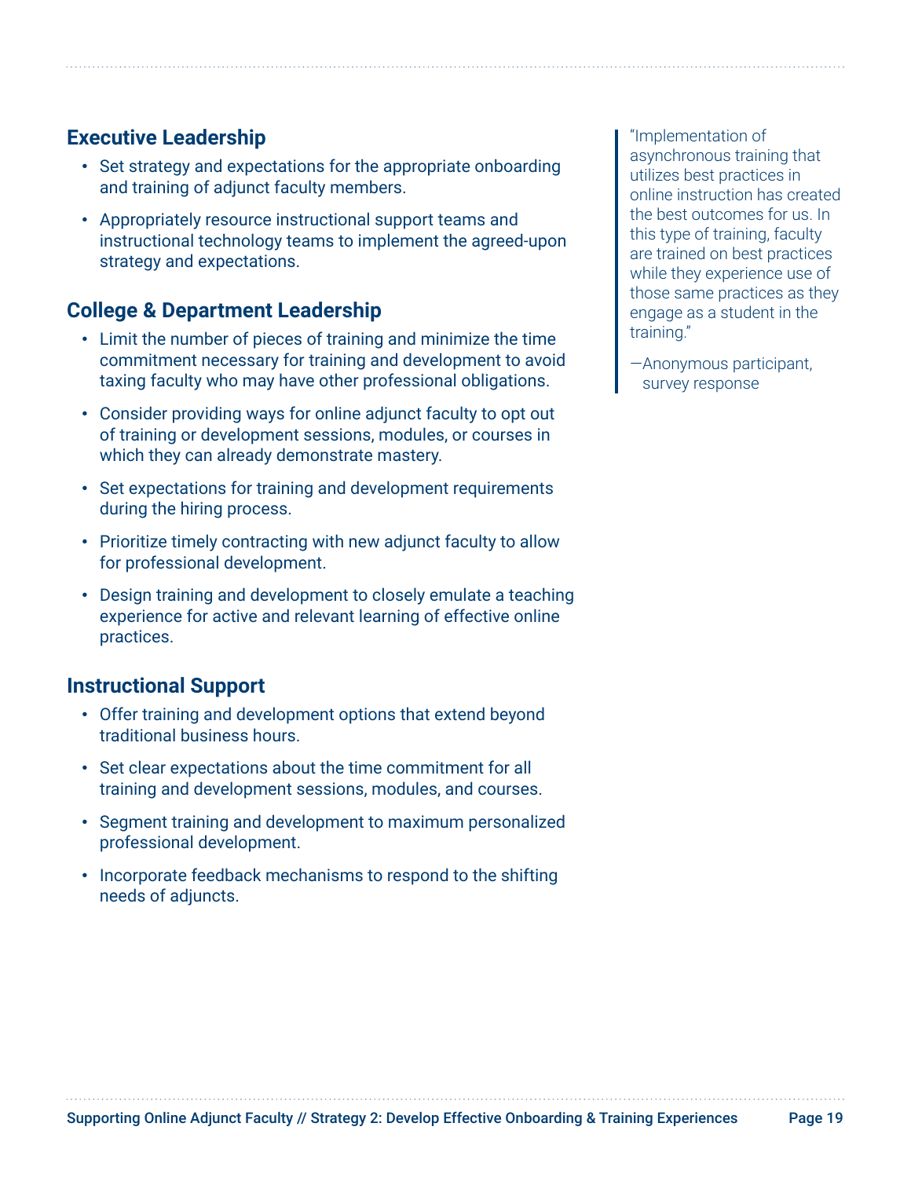### Executive Leadership

- Set strategy and expectations for the appropriate onboarding and training of adjunct faculty members.
- Appropriately resource instructional support teams and instructional technology teams to implement the agreed-upon strategy and expectations.

### College & Department Leadership

- Limit the number of pieces of training and minimize the time commitment necessary for training and development to avoid taxing faculty who may have other professional obligations.
- Consider providing ways for online adjunct faculty to opt out of training or development sessions, modules, or courses in which they can already demonstrate mastery.
- Set expectations for training and development requirements during the hiring process.
- Prioritize timely contracting with new adjunct faculty to allow for professional development.
- Design training and development to closely emulate a teaching experience for active and relevant learning of effective online practices.

### Instructional Support

- Offer training and development options that extend beyond traditional business hours.
- Set clear expectations about the time commitment for all training and development sessions, modules, and courses.
- Segment training and development to maximum personalized professional development.
- Incorporate feedback mechanisms to respond to the shifting needs of adjuncts.

> "Implementation of asynchronous training that utilizes best practices in online instruction has created the best outcomes for us. In this type of training, faculty are trained on best practices while they experience use of those same practices as they engage as a student in the training."
>
> —Anonymous participant, survey response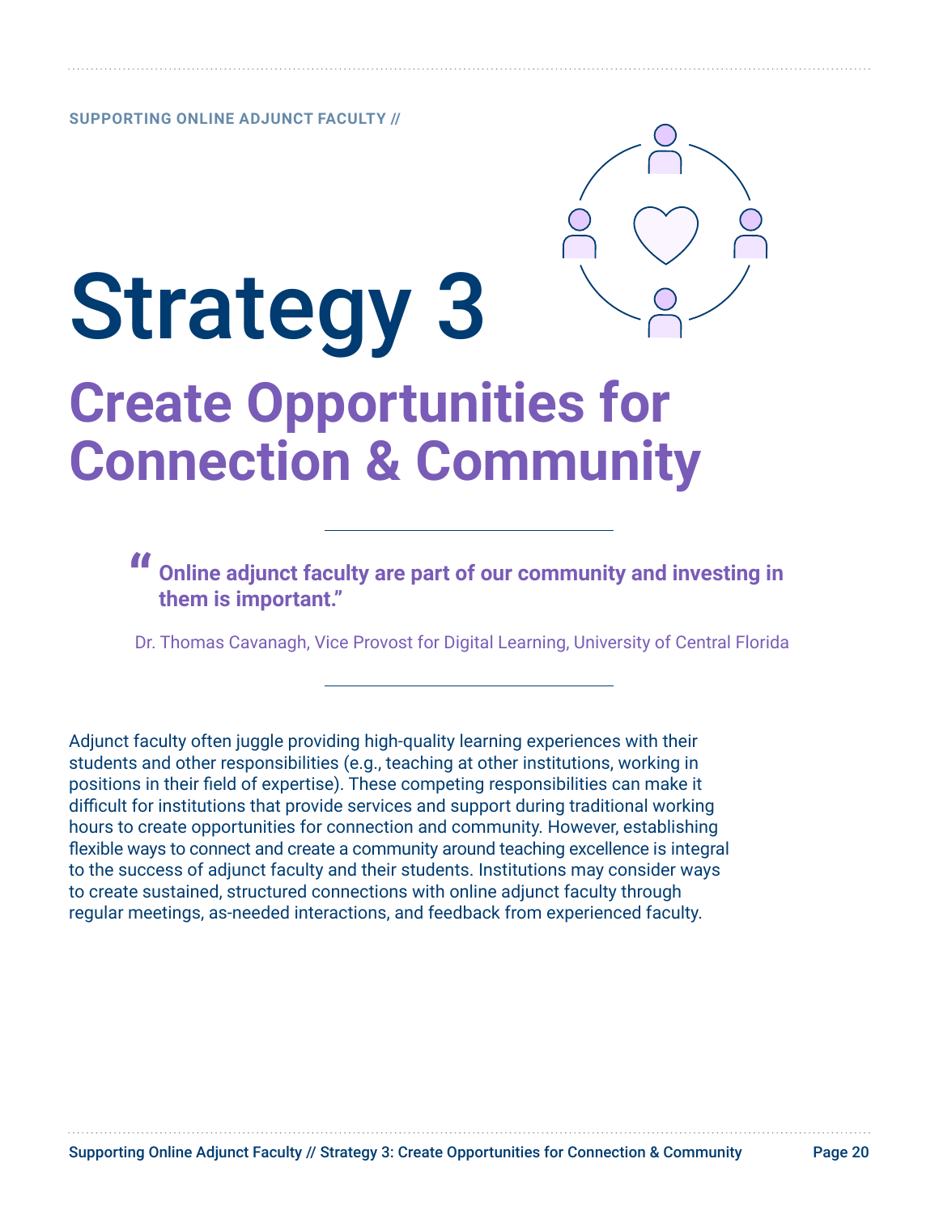# Strategy 3

## Create Opportunities for Connection & Community

> **"Online adjunct faculty are part of our community and investing in them is important."**
>
> Dr. Thomas Cavanagh, Vice Provost for Digital Learning, University of Central Florida

Adjunct faculty often juggle providing high-quality learning experiences with their students and other responsibilities (e.g., teaching at other institutions, working in positions in their field of expertise). These competing responsibilities can make it difficult for institutions that provide services and support during traditional working hours to create opportunities for connection and community. However, establishing flexible ways to connect and create a community around teaching excellence is integral to the success of adjunct faculty and their students. Institutions may consider ways to create sustained, structured connections with online adjunct faculty through regular meetings, as-needed interactions, and feedback from experienced faculty.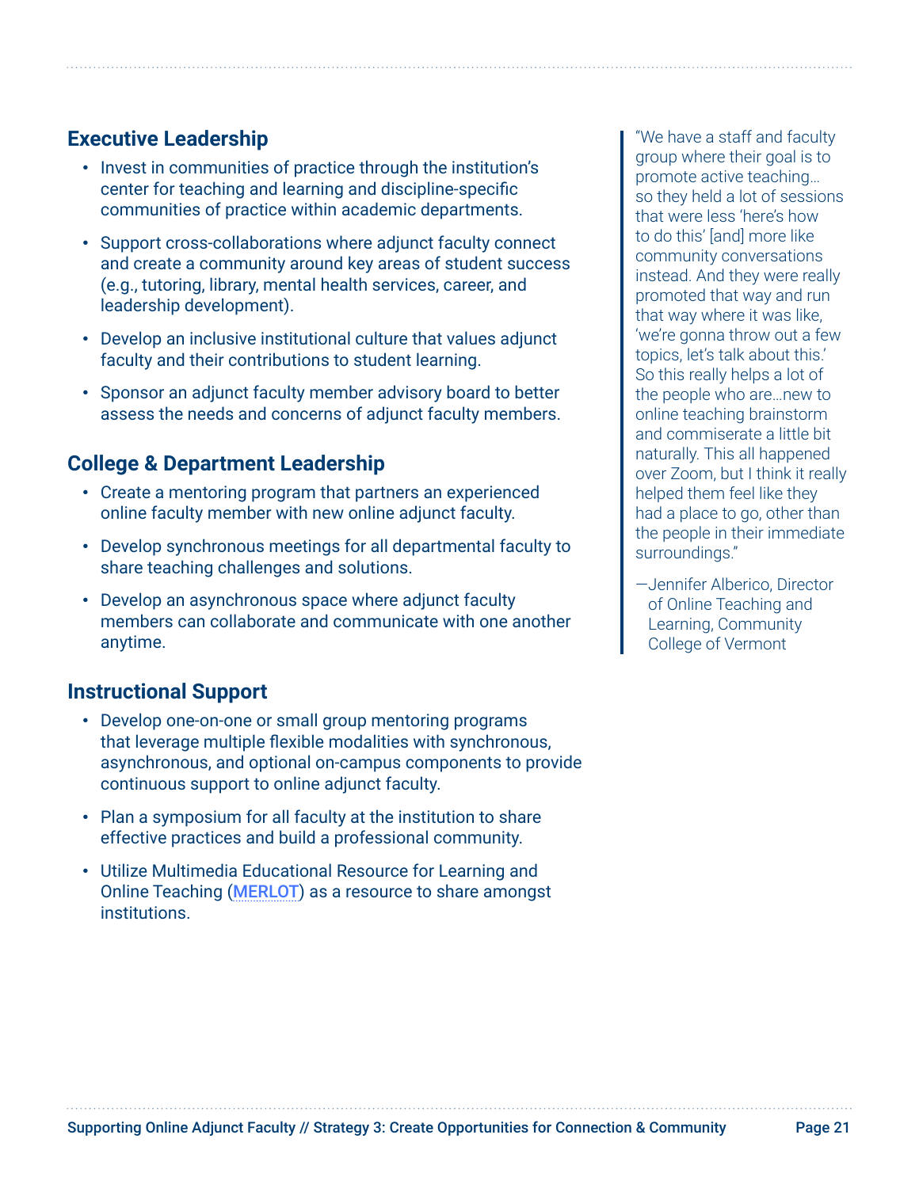## Executive Leadership

- Invest in communities of practice through the institution's center for teaching and learning and discipline-specific communities of practice within academic departments.
- Support cross-collaborations where adjunct faculty connect and create a community around key areas of student success (e.g., tutoring, library, mental health services, career, and leadership development).
- Develop an inclusive institutional culture that values adjunct faculty and their contributions to student learning.
- Sponsor an adjunct faculty member advisory board to better assess the needs and concerns of adjunct faculty members.

## College & Department Leadership

- Create a mentoring program that partners an experienced online faculty member with new online adjunct faculty.
- Develop synchronous meetings for all departmental faculty to share teaching challenges and solutions.
- Develop an asynchronous space where adjunct faculty members can collaborate and communicate with one another anytime.

## Instructional Support

- Develop one-on-one or small group mentoring programs that leverage multiple flexible modalities with synchronous, asynchronous, and optional on-campus components to provide continuous support to online adjunct faculty.
- Plan a symposium for all faculty at the institution to share effective practices and build a professional community.
- Utilize Multimedia Educational Resource for Learning and Online Teaching (MERLOT) as a resource to share amongst institutions.

> "We have a staff and faculty group where their goal is to promote active teaching… so they held a lot of sessions that were less 'here's how to do this' [and] more like community conversations instead. And they were really promoted that way and run that way where it was like, 'we're gonna throw out a few topics, let's talk about this.' So this really helps a lot of the people who are…new to online teaching brainstorm and commiserate a little bit naturally. This all happened over Zoom, but I think it really helped them feel like they had a place to go, other than the people in their immediate surroundings."
>
> —Jennifer Alberico, Director of Online Teaching and Learning, Community College of Vermont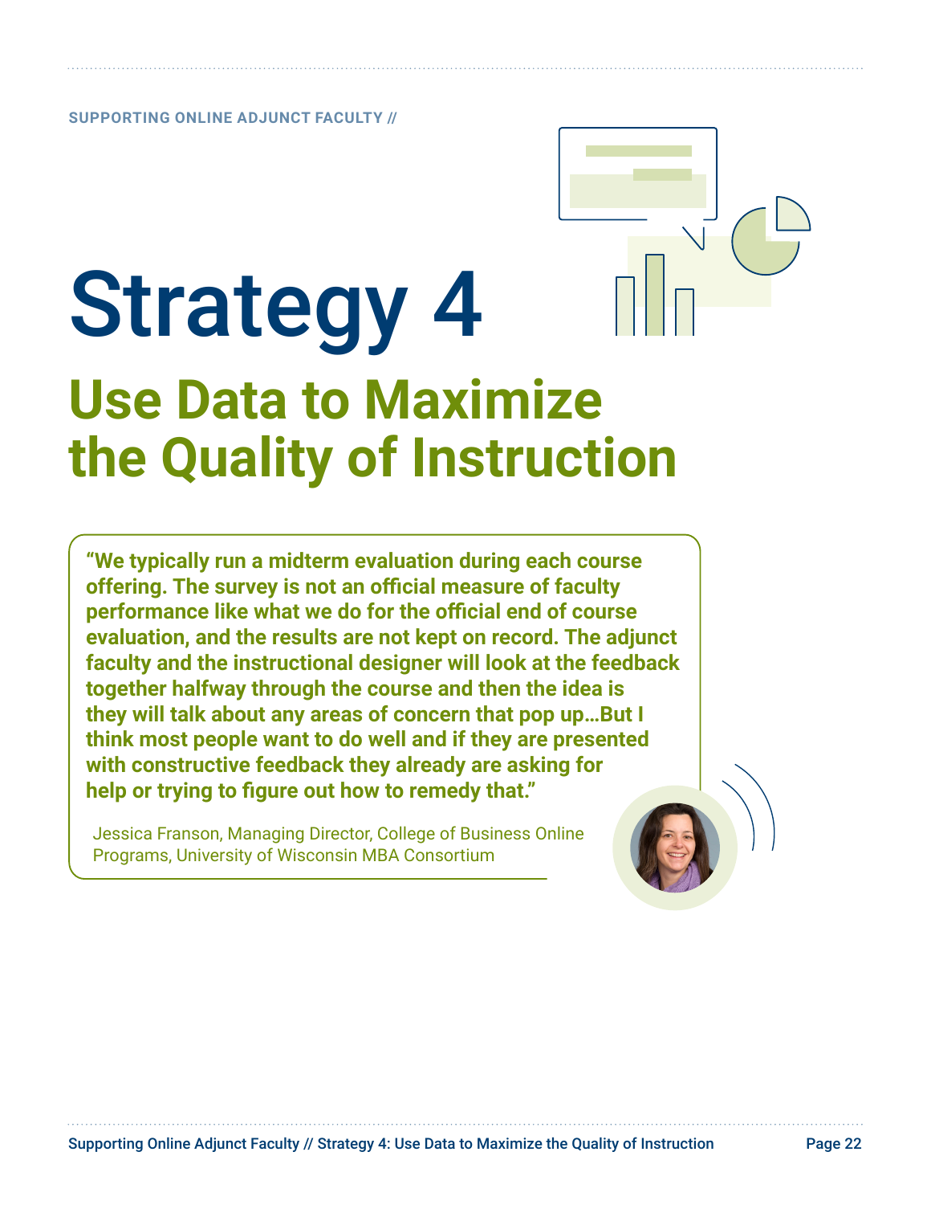# Strategy 4

## Use Data to Maximize the Quality of Instruction

> **"We typically run a midterm evaluation during each course offering. The survey is not an official measure of faculty performance like what we do for the official end of course evaluation, and the results are not kept on record. The adjunct faculty and the instructional designer will look at the feedback together halfway through the course and then the idea is they will talk about any areas of concern that pop up…But I think most people want to do well and if they are presented with constructive feedback they already are asking for help or trying to figure out how to remedy that."**
>
> Jessica Franson, Managing Director, College of Business Online Programs, University of Wisconsin MBA Consortium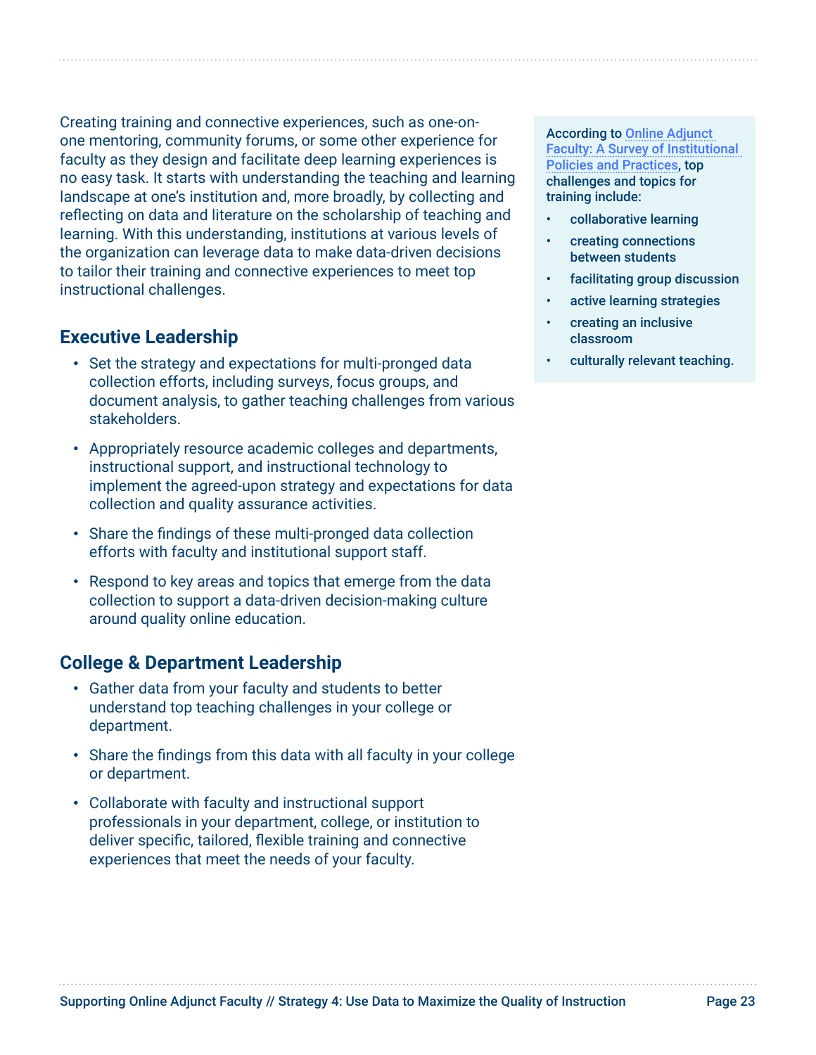Creating training and connective experiences, such as one-on-one mentoring, community forums, or some other experience for faculty as they design and facilitate deep learning experiences is no easy task. It starts with understanding the teaching and learning landscape at one's institution and, more broadly, by collecting and reflecting on data and literature on the scholarship of teaching and learning. With this understanding, institutions at various levels of the organization can leverage data to make data-driven decisions to tailor their training and connective experiences to meet top instructional challenges.

## Executive Leadership

- Set the strategy and expectations for multi-pronged data collection efforts, including surveys, focus groups, and document analysis, to gather teaching challenges from various stakeholders.
- Appropriately resource academic colleges and departments, instructional support, and instructional technology to implement the agreed-upon strategy and expectations for data collection and quality assurance activities.
- Share the findings of these multi-pronged data collection efforts with faculty and institutional support staff.
- Respond to key areas and topics that emerge from the data collection to support a data-driven decision-making culture around quality online education.

## College & Department Leadership

- Gather data from your faculty and students to better understand top teaching challenges in your college or department.
- Share the findings from this data with all faculty in your college or department.
- Collaborate with faculty and instructional support professionals in your department, college, or institution to deliver specific, tailored, flexible training and connective experiences that meet the needs of your faculty.

**According to Online Adjunct Faculty: A Survey of Institutional Policies and Practices, top challenges and topics for training include:**

- **collaborative learning**
- **creating connections between students**
- **facilitating group discussion**
- **active learning strategies**
- **creating an inclusive classroom**
- **culturally relevant teaching.**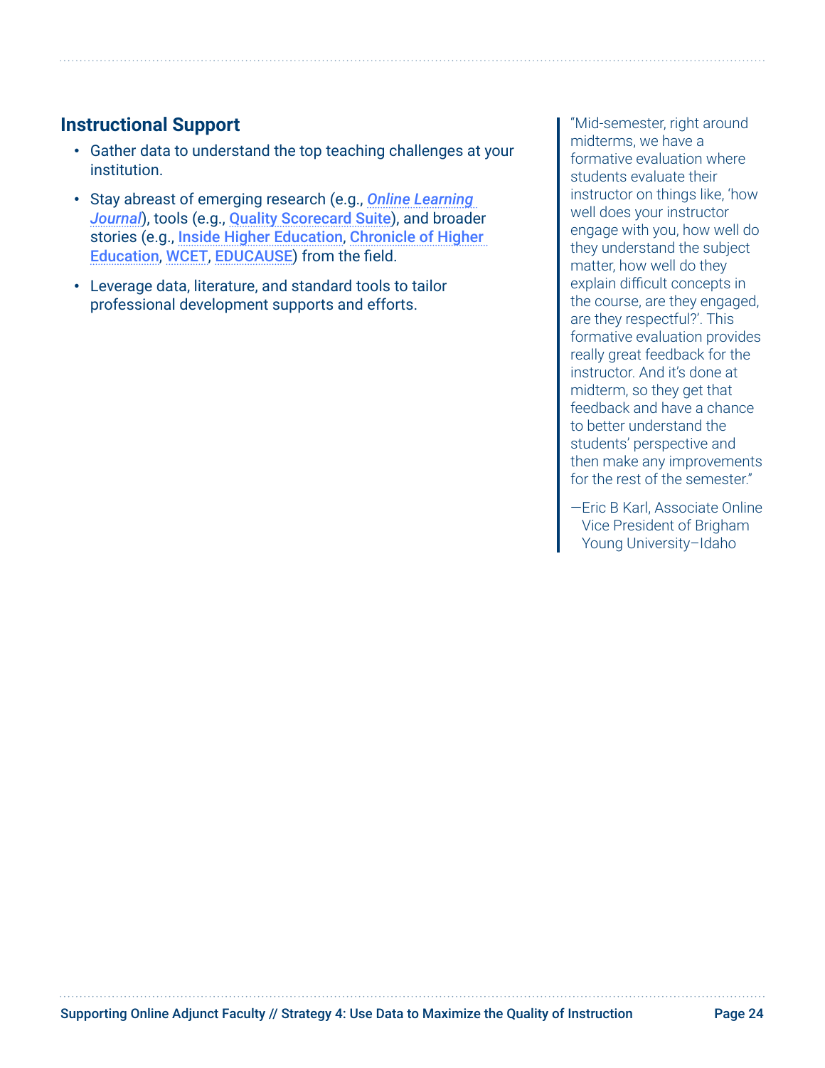## Instructional Support

- Gather data to understand the top teaching challenges at your institution.
- Stay abreast of emerging research (e.g., ***Online Learning Journal***), tools (e.g., **Quality Scorecard Suite**), and broader stories (e.g., **Inside Higher Education**, **Chronicle of Higher Education**, **WCET**, **EDUCAUSE**) from the field.
- Leverage data, literature, and standard tools to tailor professional development supports and efforts.

> "Mid-semester, right around midterms, we have a formative evaluation where students evaluate their instructor on things like, 'how well does your instructor engage with you, how well do they understand the subject matter, how well do they explain difficult concepts in the course, are they engaged, are they respectful?'. This formative evaluation provides really great feedback for the instructor. And it's done at midterm, so they get that feedback and have a chance to better understand the students' perspective and then make any improvements for the rest of the semester."
>
> —Eric B Karl, Associate Online Vice President of Brigham Young University–Idaho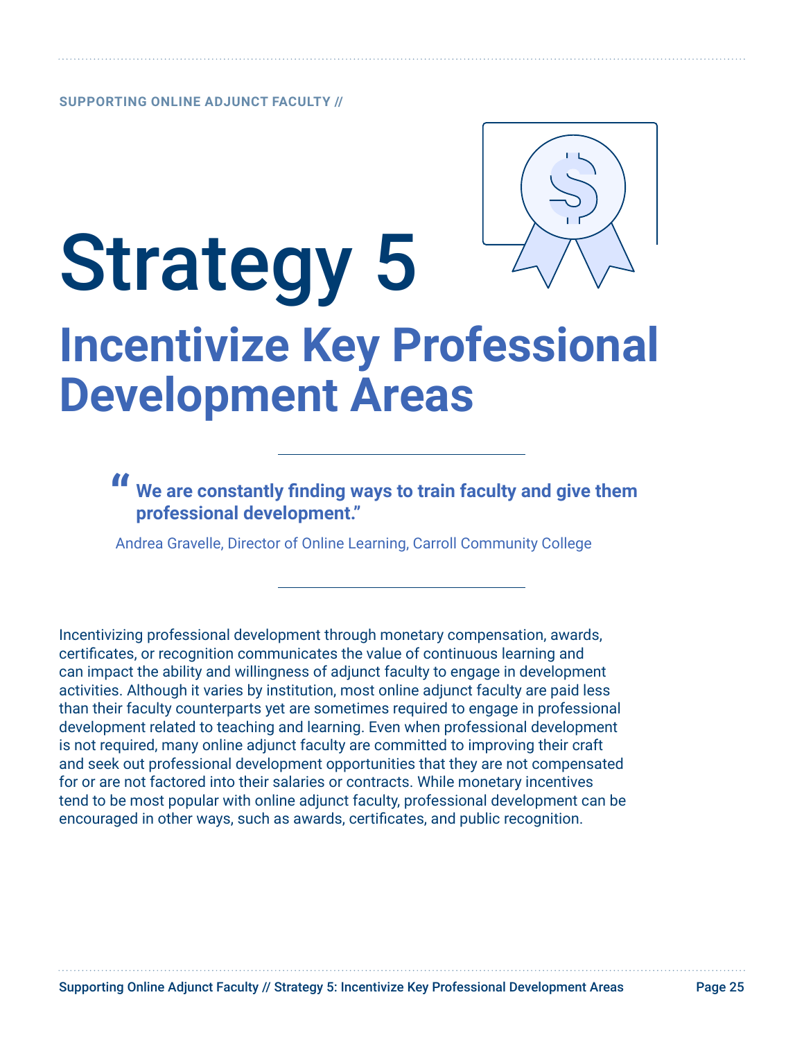# Strategy 5

## Incentivize Key Professional Development Areas

> **"We are constantly finding ways to train faculty and give them professional development."**
>
> Andrea Gravelle, Director of Online Learning, Carroll Community College

Incentivizing professional development through monetary compensation, awards, certificates, or recognition communicates the value of continuous learning and can impact the ability and willingness of adjunct faculty to engage in development activities. Although it varies by institution, most online adjunct faculty are paid less than their faculty counterparts yet are sometimes required to engage in professional development related to teaching and learning. Even when professional development is not required, many online adjunct faculty are committed to improving their craft and seek out professional development opportunities that they are not compensated for or are not factored into their salaries or contracts. While monetary incentives tend to be most popular with online adjunct faculty, professional development can be encouraged in other ways, such as awards, certificates, and public recognition.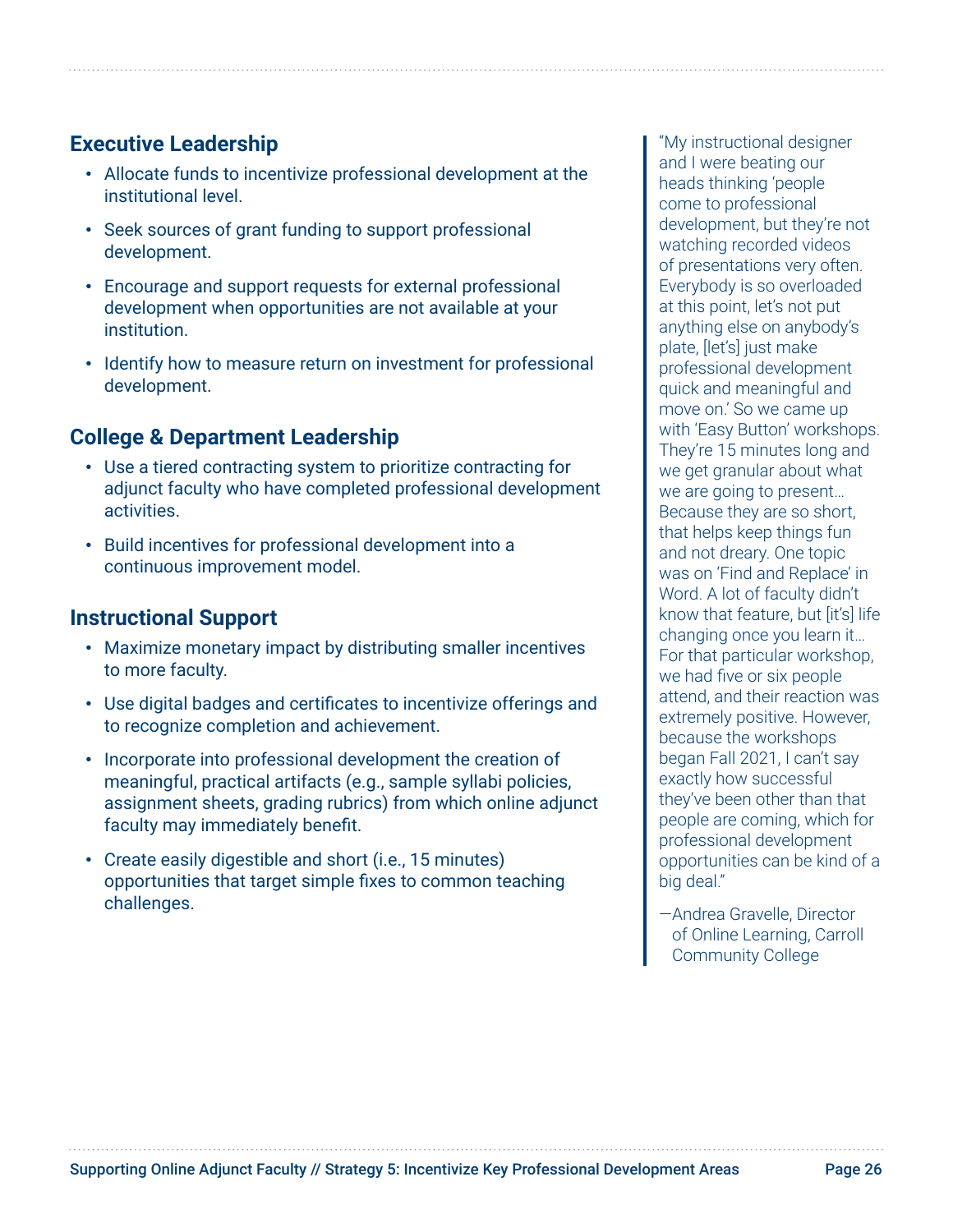## Executive Leadership

- Allocate funds to incentivize professional development at the institutional level.
- Seek sources of grant funding to support professional development.
- Encourage and support requests for external professional development when opportunities are not available at your institution.
- Identify how to measure return on investment for professional development.

## College & Department Leadership

- Use a tiered contracting system to prioritize contracting for adjunct faculty who have completed professional development activities.
- Build incentives for professional development into a continuous improvement model.

## Instructional Support

- Maximize monetary impact by distributing smaller incentives to more faculty.
- Use digital badges and certificates to incentivize offerings and to recognize completion and achievement.
- Incorporate into professional development the creation of meaningful, practical artifacts (e.g., sample syllabi policies, assignment sheets, grading rubrics) from which online adjunct faculty may immediately benefit.
- Create easily digestible and short (i.e., 15 minutes) opportunities that target simple fixes to common teaching challenges.

> "My instructional designer and I were beating our heads thinking 'people come to professional development, but they're not watching recorded videos of presentations very often. Everybody is so overloaded at this point, let's not put anything else on anybody's plate, [let's] just make professional development quick and meaningful and move on.' So we came up with 'Easy Button' workshops. They're 15 minutes long and we get granular about what we are going to present… Because they are so short, that helps keep things fun and not dreary. One topic was on 'Find and Replace' in Word. A lot of faculty didn't know that feature, but [it's] life changing once you learn it… For that particular workshop, we had five or six people attend, and their reaction was extremely positive. However, because the workshops began Fall 2021, I can't say exactly how successful they've been other than that people are coming, which for professional development opportunities can be kind of a big deal."
>
> —Andrea Gravelle, Director of Online Learning, Carroll Community College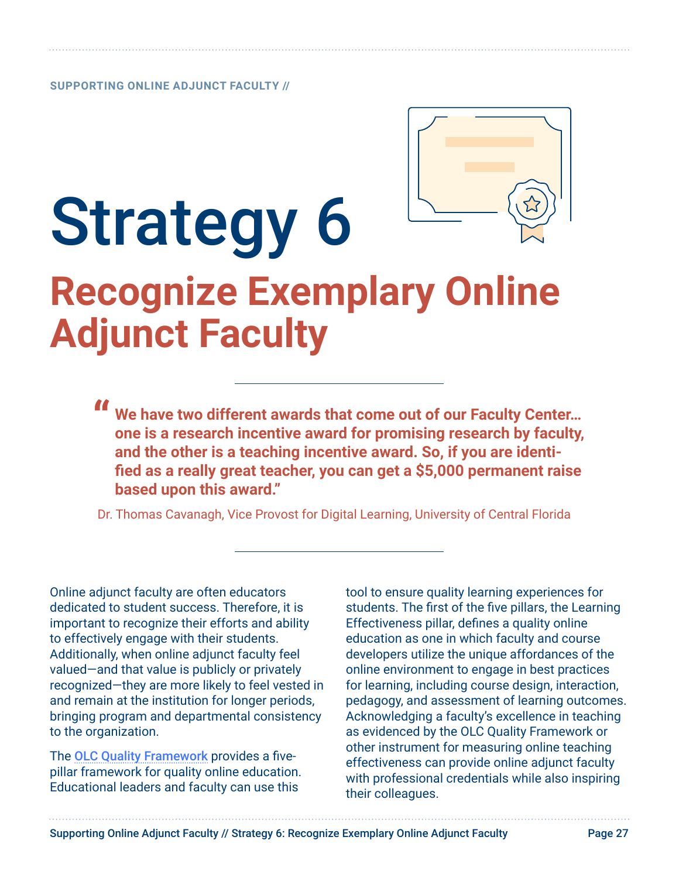# Strategy 6

## Recognize Exemplary Online Adjunct Faculty

> **"We have two different awards that come out of our Faculty Center… one is a research incentive award for promising research by faculty, and the other is a teaching incentive award. So, if you are identified as a really great teacher, you can get a $5,000 permanent raise based upon this award."**
>
> Dr. Thomas Cavanagh, Vice Provost for Digital Learning, University of Central Florida

Online adjunct faculty are often educators dedicated to student success. Therefore, it is important to recognize their efforts and ability to effectively engage with their students. Additionally, when online adjunct faculty feel valued—and that value is publicly or privately recognized—they are more likely to feel vested in and remain at the institution for longer periods, bringing program and departmental consistency to the organization.

The OLC Quality Framework provides a five-pillar framework for quality online education. Educational leaders and faculty can use this tool to ensure quality learning experiences for students. The first of the five pillars, the Learning Effectiveness pillar, defines a quality online education as one in which faculty and course developers utilize the unique affordances of the online environment to engage in best practices for learning, including course design, interaction, pedagogy, and assessment of learning outcomes. Acknowledging a faculty's excellence in teaching as evidenced by the OLC Quality Framework or other instrument for measuring online teaching effectiveness can provide online adjunct faculty with professional credentials while also inspiring their colleagues.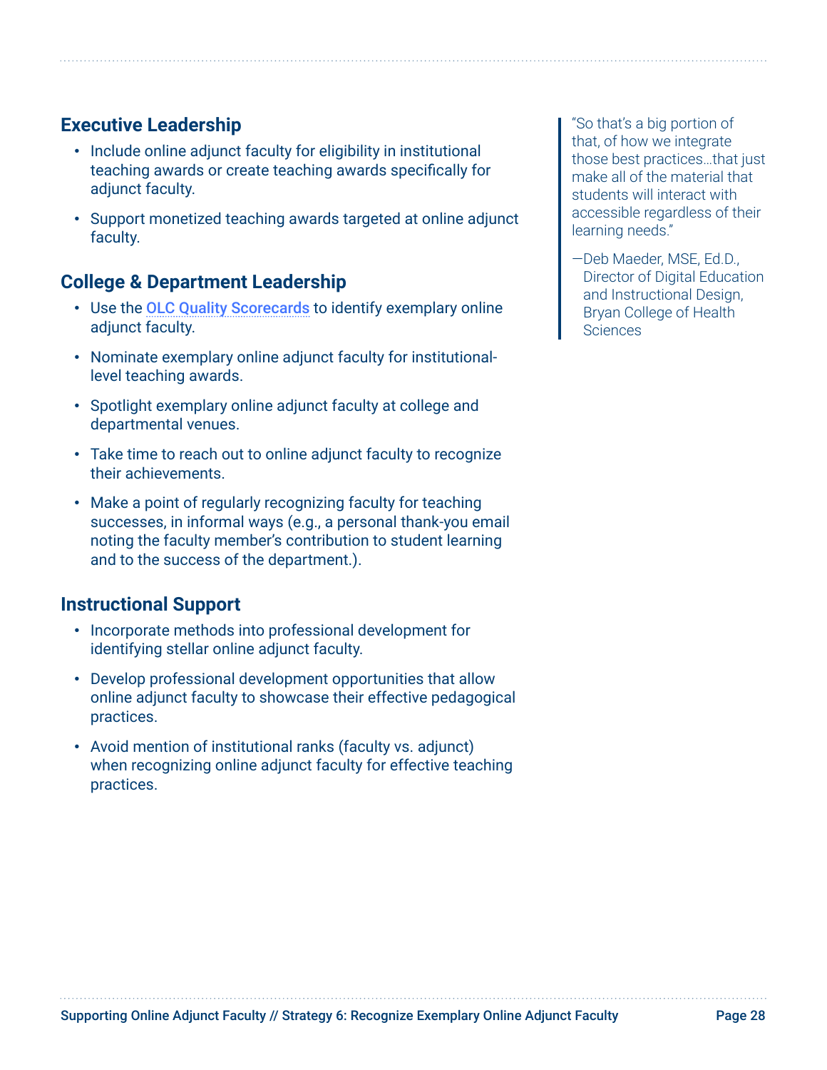## Executive Leadership

- Include online adjunct faculty for eligibility in institutional teaching awards or create teaching awards specifically for adjunct faculty.
- Support monetized teaching awards targeted at online adjunct faculty.

## College & Department Leadership

- Use the OLC Quality Scorecards to identify exemplary online adjunct faculty.
- Nominate exemplary online adjunct faculty for institutional-level teaching awards.
- Spotlight exemplary online adjunct faculty at college and departmental venues.
- Take time to reach out to online adjunct faculty to recognize their achievements.
- Make a point of regularly recognizing faculty for teaching successes, in informal ways (e.g., a personal thank-you email noting the faculty member's contribution to student learning and to the success of the department.).

## Instructional Support

- Incorporate methods into professional development for identifying stellar online adjunct faculty.
- Develop professional development opportunities that allow online adjunct faculty to showcase their effective pedagogical practices.
- Avoid mention of institutional ranks (faculty vs. adjunct) when recognizing online adjunct faculty for effective teaching practices.

> "So that's a big portion of that, of how we integrate those best practices…that just make all of the material that students will interact with accessible regardless of their learning needs."
>
> —Deb Maeder, MSE, Ed.D., Director of Digital Education and Instructional Design, Bryan College of Health Sciences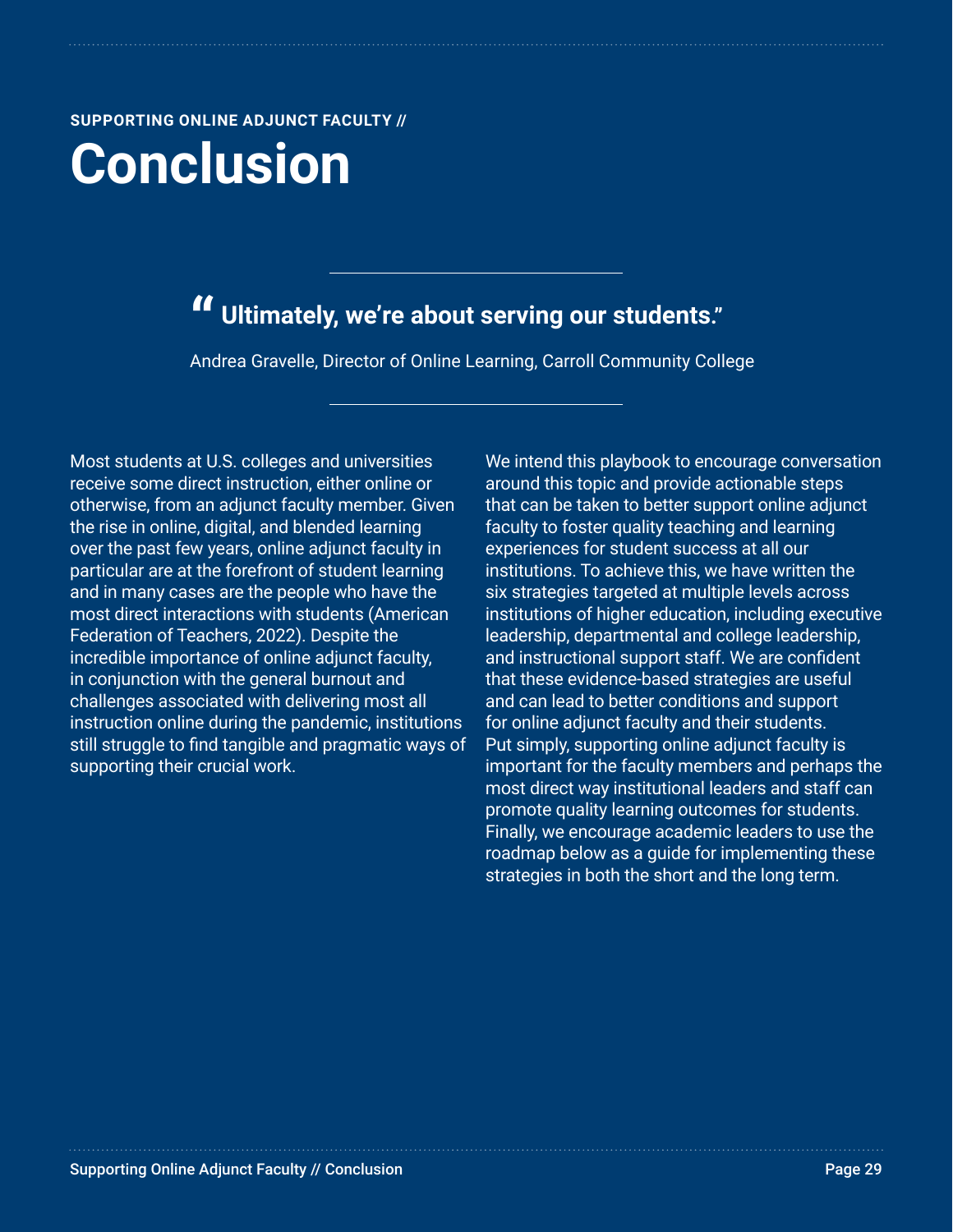SUPPORTING ONLINE ADJUNCT FACULTY //

# Conclusion

> **"Ultimately, we're about serving our students."**
>
> Andrea Gravelle, Director of Online Learning, Carroll Community College

Most students at U.S. colleges and universities receive some direct instruction, either online or otherwise, from an adjunct faculty member. Given the rise in online, digital, and blended learning over the past few years, online adjunct faculty in particular are at the forefront of student learning and in many cases are the people who have the most direct interactions with students (American Federation of Teachers, 2022). Despite the incredible importance of online adjunct faculty, in conjunction with the general burnout and challenges associated with delivering most all instruction online during the pandemic, institutions still struggle to find tangible and pragmatic ways of supporting their crucial work.

We intend this playbook to encourage conversation around this topic and provide actionable steps that can be taken to better support online adjunct faculty to foster quality teaching and learning experiences for student success at all our institutions. To achieve this, we have written the six strategies targeted at multiple levels across institutions of higher education, including executive leadership, departmental and college leadership, and instructional support staff. We are confident that these evidence-based strategies are useful and can lead to better conditions and support for online adjunct faculty and their students. Put simply, supporting online adjunct faculty is important for the faculty members and perhaps the most direct way institutional leaders and staff can promote quality learning outcomes for students. Finally, we encourage academic leaders to use the roadmap below as a guide for implementing these strategies in both the short and the long term.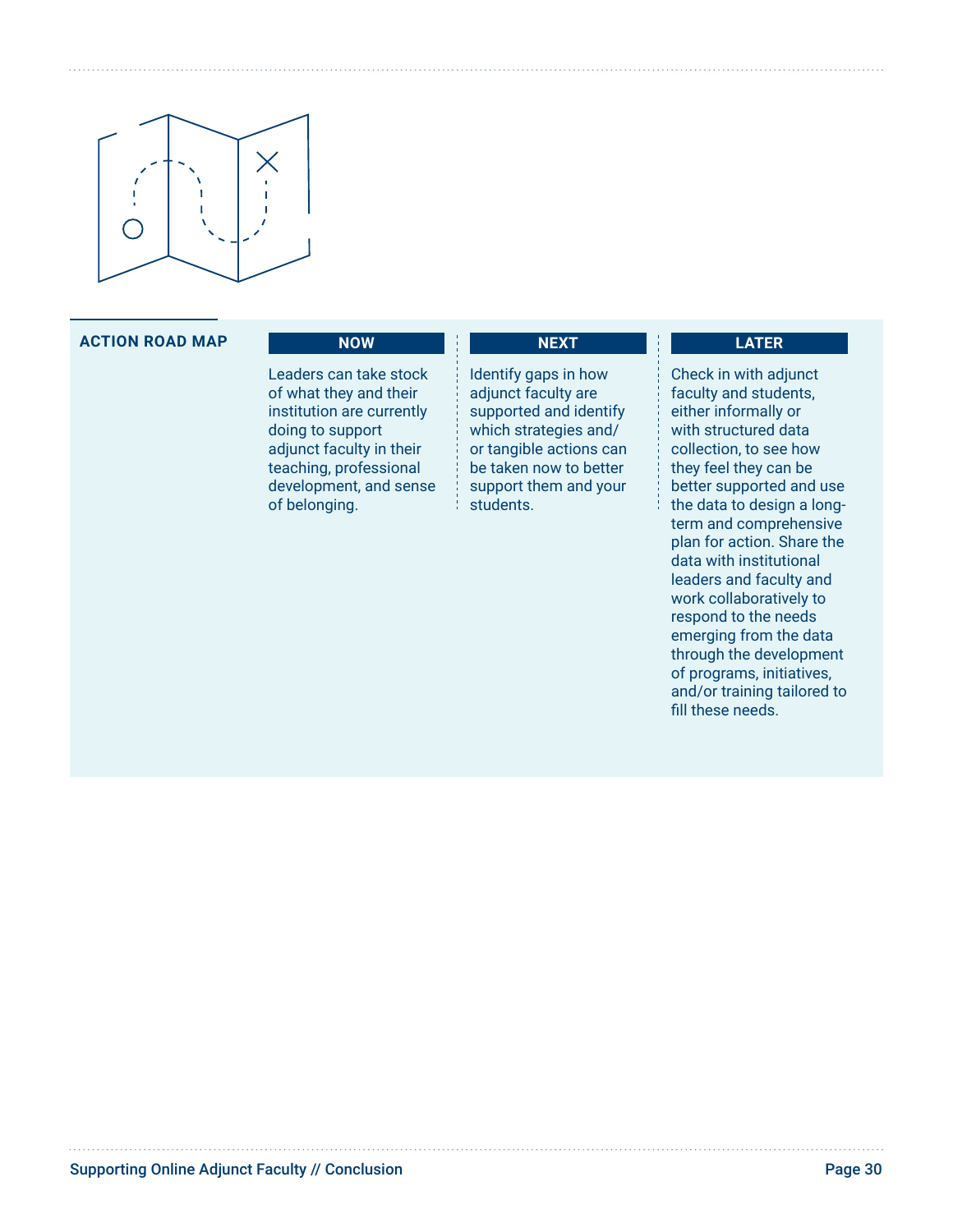## ACTION ROAD MAP

| NOW | NEXT | LATER |
| --- | --- | --- |
| Leaders can take stock of what they and their institution are currently doing to support adjunct faculty in their teaching, professional development, and sense of belonging. | Identify gaps in how adjunct faculty are supported and identify which strategies and/or tangible actions can be taken now to better support them and your students. | Check in with adjunct faculty and students, either informally or with structured data collection, to see how they feel they can be better supported and use the data to design a long-term and comprehensive plan for action. Share the data with institutional leaders and faculty and work collaboratively to respond to the needs emerging from the data through the development of programs, initiatives, and/or training tailored to fill these needs. |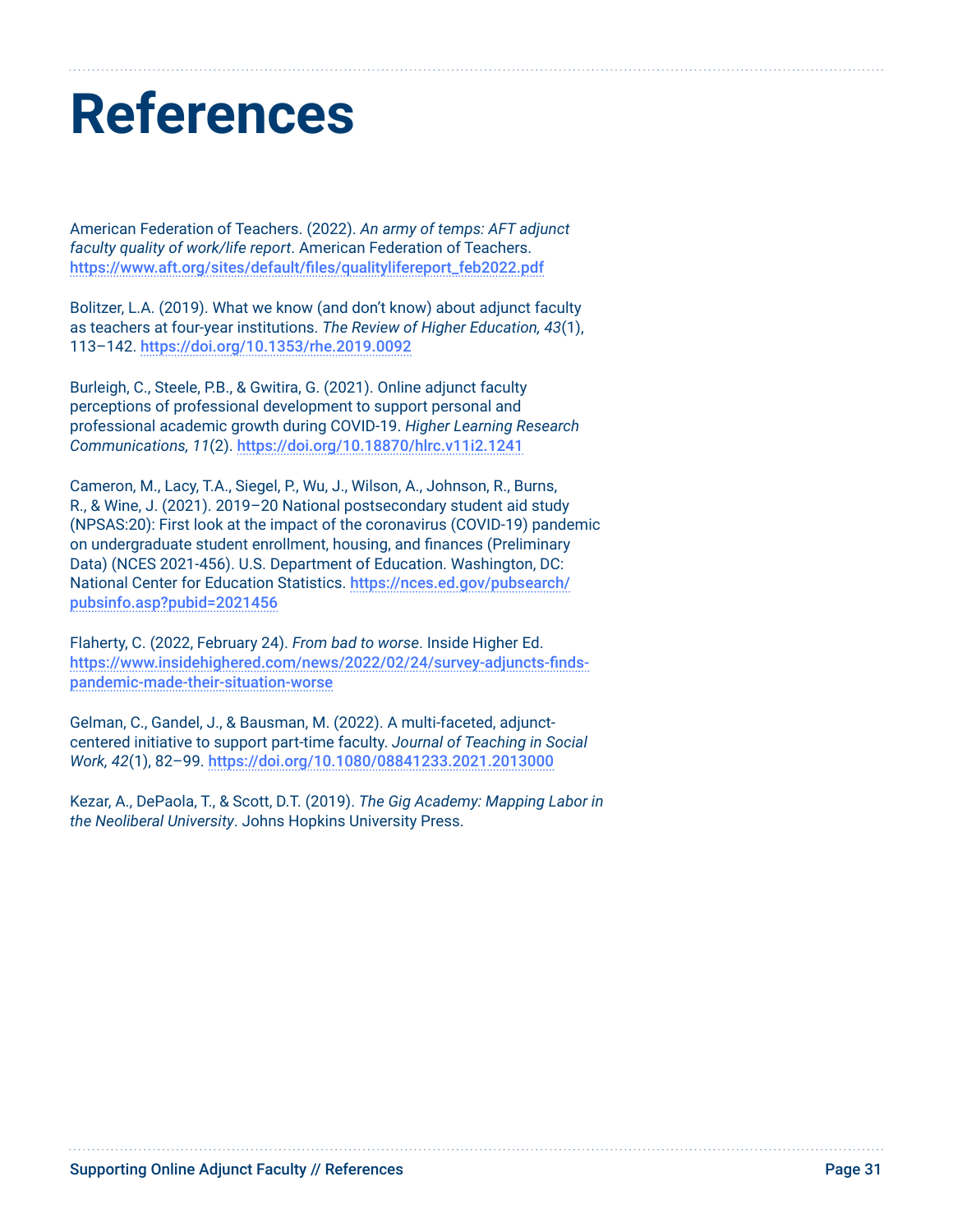# References

American Federation of Teachers. (2022). *An army of temps: AFT adjunct faculty quality of work/life report*. American Federation of Teachers. https://www.aft.org/sites/default/files/qualitylifereport_feb2022.pdf

Bolitzer, L.A. (2019). What we know (and don't know) about adjunct faculty as teachers at four-year institutions. *The Review of Higher Education, 43*(1), 113–142. https://doi.org/10.1353/rhe.2019.0092

Burleigh, C., Steele, P.B., & Gwitira, G. (2021). Online adjunct faculty perceptions of professional development to support personal and professional academic growth during COVID-19. *Higher Learning Research Communications, 11*(2). https://doi.org/10.18870/hlrc.v11i2.1241

Cameron, M., Lacy, T.A., Siegel, P., Wu, J., Wilson, A., Johnson, R., Burns, R., & Wine, J. (2021). 2019–20 National postsecondary student aid study (NPSAS:20): First look at the impact of the coronavirus (COVID-19) pandemic on undergraduate student enrollment, housing, and finances (Preliminary Data) (NCES 2021-456). U.S. Department of Education. Washington, DC: National Center for Education Statistics. https://nces.ed.gov/pubsearch/pubsinfo.asp?pubid=2021456

Flaherty, C. (2022, February 24). *From bad to worse*. Inside Higher Ed. https://www.insidehighered.com/news/2022/02/24/survey-adjuncts-finds-pandemic-made-their-situation-worse

Gelman, C., Gandel, J., & Bausman, M. (2022). A multi-faceted, adjunct-centered initiative to support part-time faculty. *Journal of Teaching in Social Work, 42*(1), 82–99. https://doi.org/10.1080/08841233.2021.2013000

Kezar, A., DePaola, T., & Scott, D.T. (2019). *The Gig Academy: Mapping Labor in the Neoliberal University*. Johns Hopkins University Press.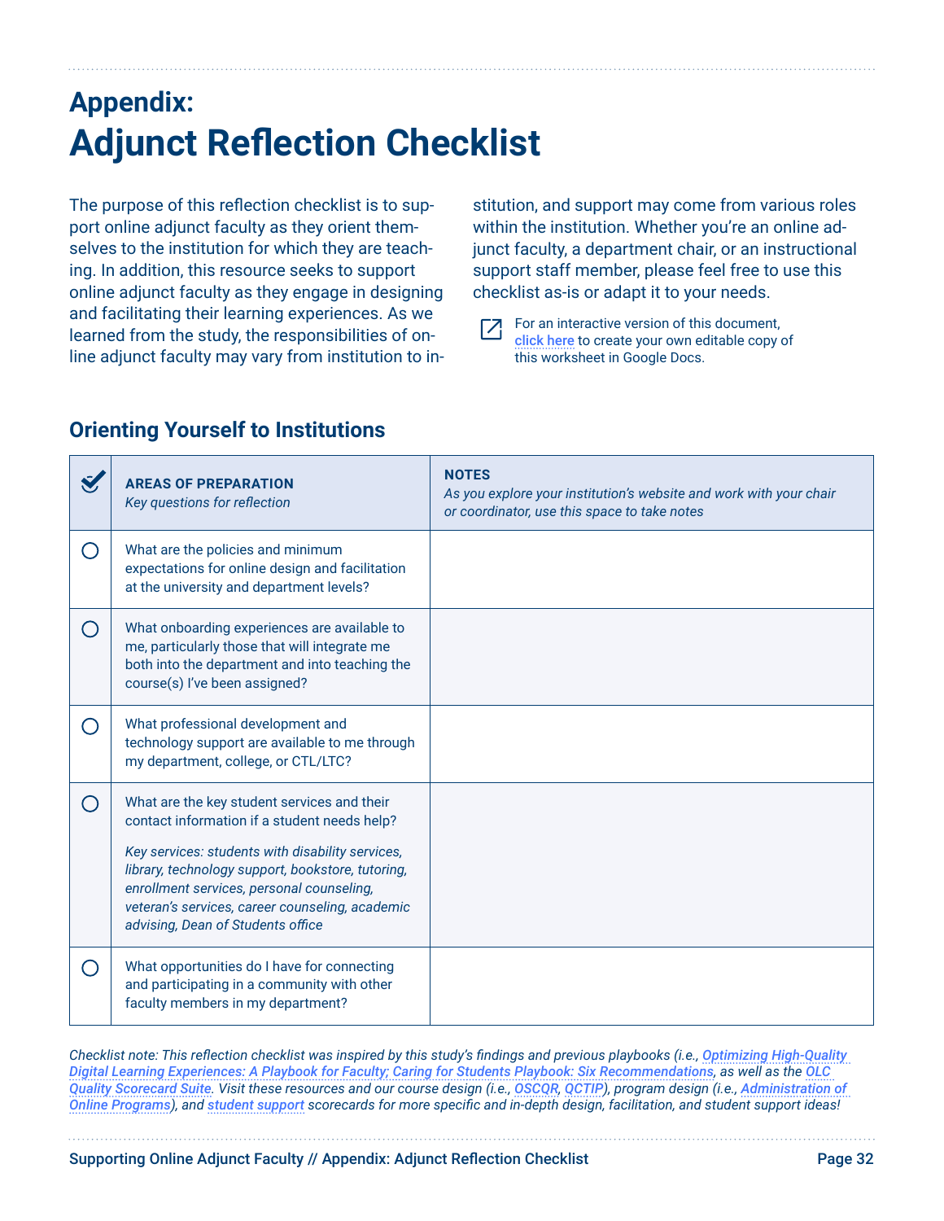## Appendix:
# Adjunct Reflection Checklist

The purpose of this reflection checklist is to support online adjunct faculty as they orient themselves to the institution for which they are teaching. In addition, this resource seeks to support online adjunct faculty as they engage in designing and facilitating their learning experiences. As we learned from the study, the responsibilities of online adjunct faculty may vary from institution to institution, and support may come from various roles within the institution. Whether you're an online adjunct faculty, a department chair, or an instructional support staff member, please feel free to use this checklist as-is or adapt it to your needs.

For an interactive version of this document, **click here** to create your own editable copy of this worksheet in Google Docs.

### Orienting Yourself to Institutions

| ✓ | **AREAS OF PREPARATION** *Key questions for reflection* | **NOTES** *As you explore your institution's website and work with your chair or coordinator, use this space to take notes* |
|---|---|---|
| ○ | What are the policies and minimum expectations for online design and facilitation at the university and department levels? | |
| ○ | What onboarding experiences are available to me, particularly those that will integrate me both into the department and into teaching the course(s) I've been assigned? | |
| ○ | What professional development and technology support are available to me through my department, college, or CTL/LTC? | |
| ○ | What are the key student services and their contact information if a student needs help? *Key services: students with disability services, library, technology support, bookstore, tutoring, enrollment services, personal counseling, veteran's services, career counseling, academic advising, Dean of Students office* | |
| ○ | What opportunities do I have for connecting and participating in a community with other faculty members in my department? | |

*Checklist note: This reflection checklist was inspired by this study's findings and previous playbooks (i.e., Optimizing High-Quality Digital Learning Experiences: A Playbook for Faculty; Caring for Students Playbook: Six Recommendations, as well as the OLC Quality Scorecard Suite. Visit these resources and our course design (i.e., OSCQR, QCTIP), program design (i.e., Administration of Online Programs), and student support scorecards for more specific and in-depth design, facilitation, and student support ideas!*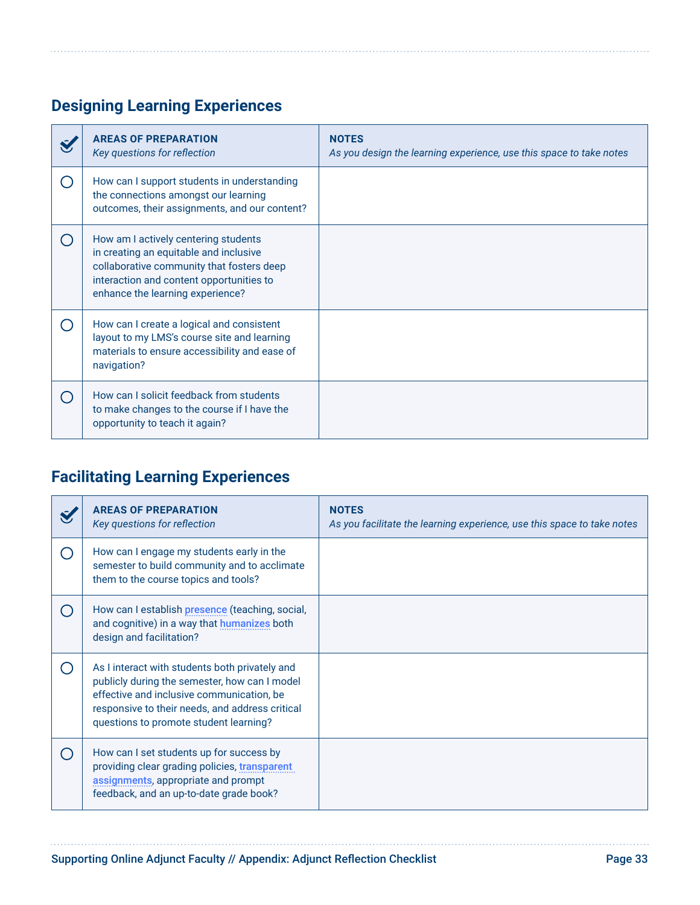## Designing Learning Experiences

| ✔ | **AREAS OF PREPARATION**<br>*Key questions for reflection* | **NOTES**<br>*As you design the learning experience, use this space to take notes* |
|---|---|---|
| ○ | How can I support students in understanding the connections amongst our learning outcomes, their assignments, and our content? | |
| ○ | How am I actively centering students in creating an equitable and inclusive collaborative community that fosters deep interaction and content opportunities to enhance the learning experience? | |
| ○ | How can I create a logical and consistent layout to my LMS's course site and learning materials to ensure accessibility and ease of navigation? | |
| ○ | How can I solicit feedback from students to make changes to the course if I have the opportunity to teach it again? | |

## Facilitating Learning Experiences

| ✔ | **AREAS OF PREPARATION**<br>*Key questions for reflection* | **NOTES**<br>*As you facilitate the learning experience, use this space to take notes* |
|---|---|---|
| ○ | How can I engage my students early in the semester to build community and to acclimate them to the course topics and tools? | |
| ○ | How can I establish presence (teaching, social, and cognitive) in a way that humanizes both design and facilitation? | |
| ○ | As I interact with students both privately and publicly during the semester, how can I model effective and inclusive communication, be responsive to their needs, and address critical questions to promote student learning? | |
| ○ | How can I set students up for success by providing clear grading policies, transparent assignments, appropriate and prompt feedback, and an up-to-date grade book? | |